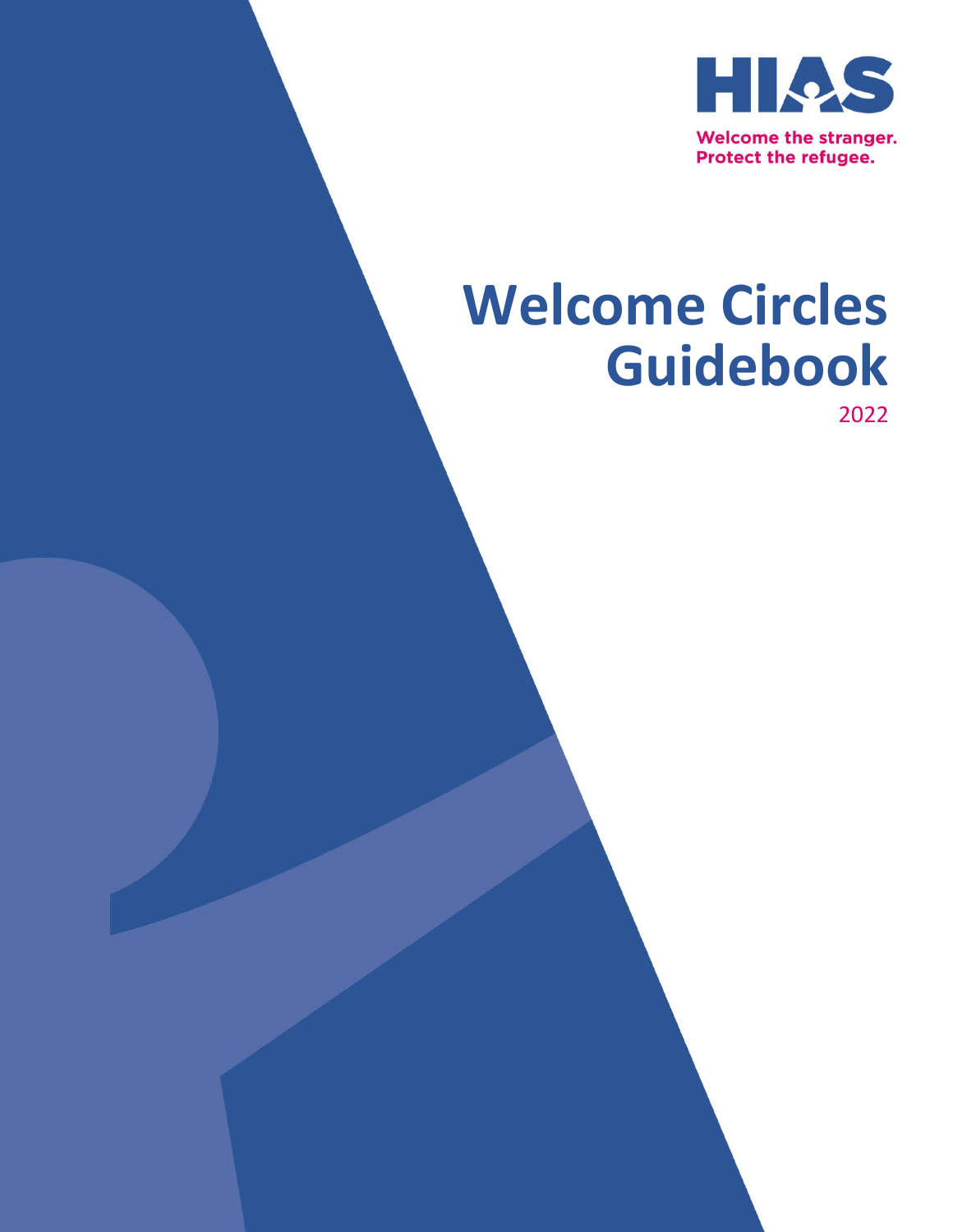HIAS

Welcome the stranger.
Protect the refugee.

# Welcome Circles Guidebook

2022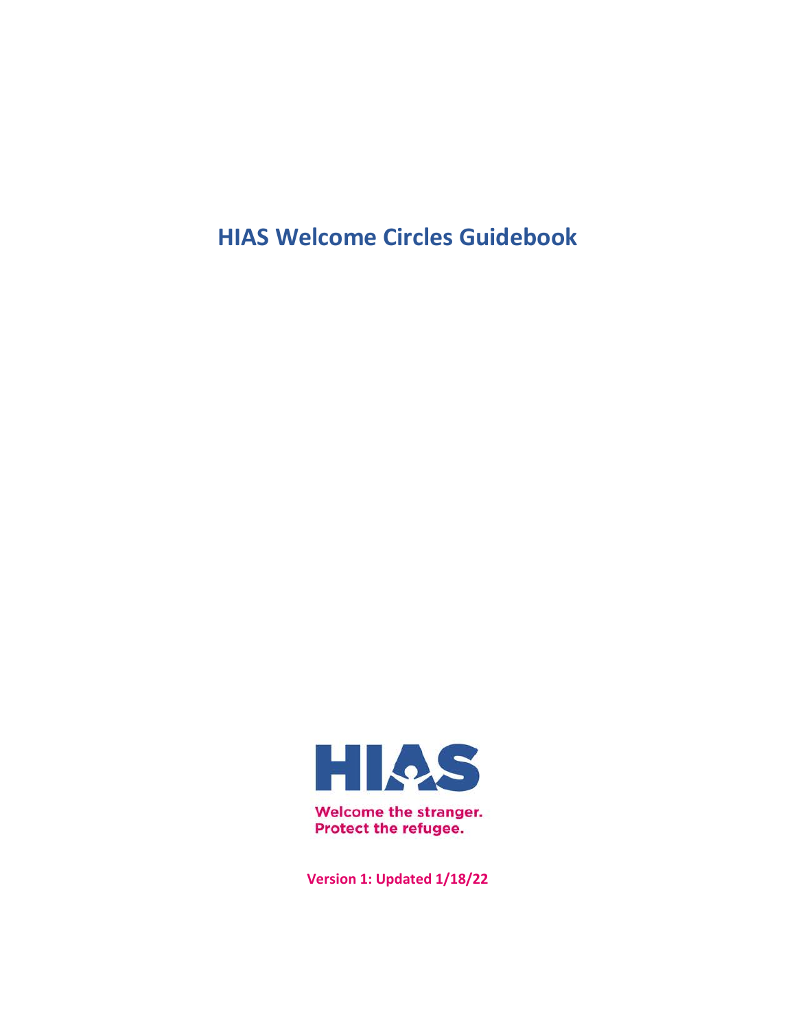# HIAS Welcome Circles Guidebook

HIAS

Welcome the stranger.
Protect the refugee.

**Version 1: Updated 1/18/22**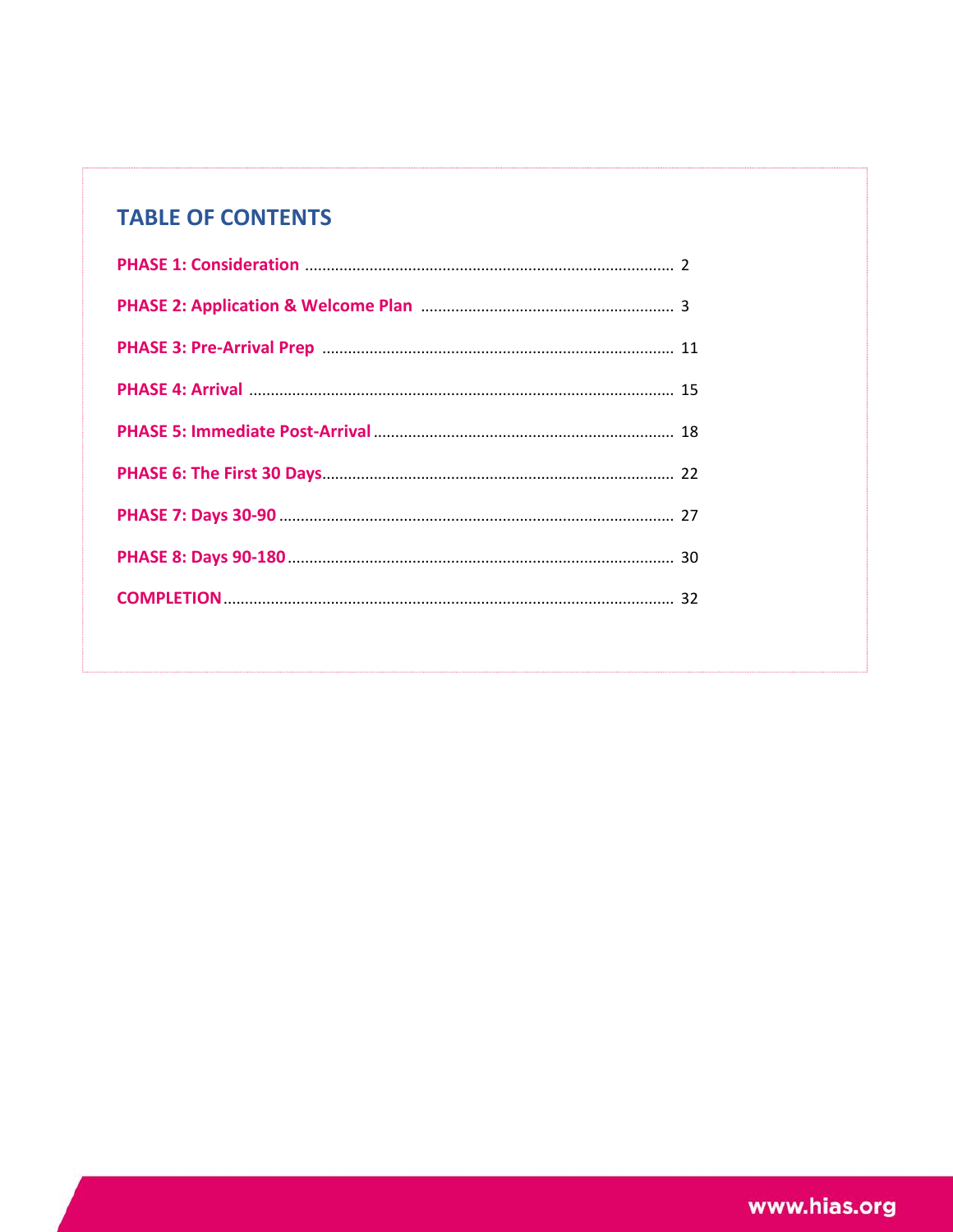## TABLE OF CONTENTS

| | |
|---|---|
| **PHASE 1: Consideration** | 2 |
| **PHASE 2: Application & Welcome Plan** | 3 |
| **PHASE 3: Pre-Arrival Prep** | 11 |
| **PHASE 4: Arrival** | 15 |
| **PHASE 5: Immediate Post-Arrival** | 18 |
| **PHASE 6: The First 30 Days** | 22 |
| **PHASE 7: Days 30-90** | 27 |
| **PHASE 8: Days 90-180** | 30 |
| **COMPLETION** | 32 |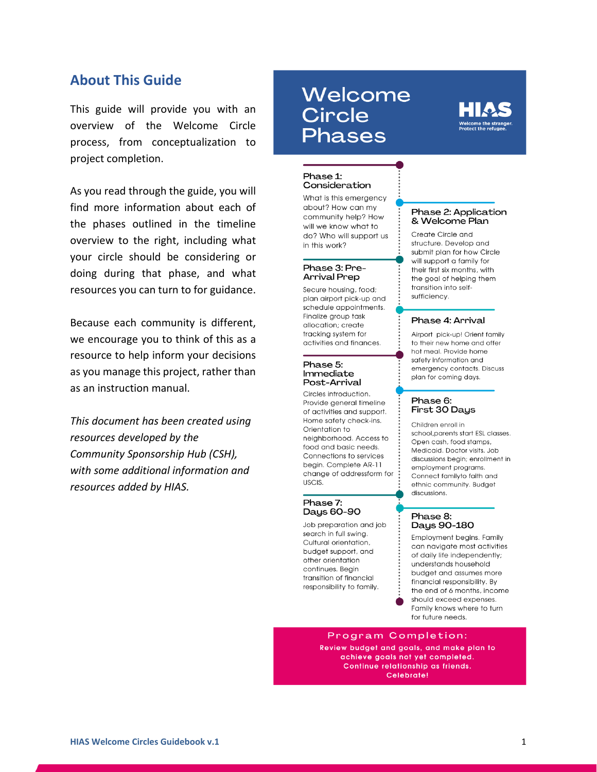## About This Guide

This guide will provide you with an overview of the Welcome Circle process, from conceptualization to project completion.

As you read through the guide, you will find more information about each of the phases outlined in the timeline overview to the right, including what your circle should be considering or doing during that phase, and what resources you can turn to for guidance.

Because each community is different, we encourage you to think of this as a resource to help inform your decisions as you manage this project, rather than as an instruction manual.

*This document has been created using resources developed by the Community Sponsorship Hub (CSH), with some additional information and resources added by HIAS.*

# Welcome Circle Phases

HIAS — Welcome the stranger. Protect the refugee.

### Phase 1: Consideration

What is this emergency about? How can my community help? How will we know what to do? Who will support us in this work?

### Phase 2: Application & Welcome Plan

Create Circle and structure. Develop and submit plan for how Circle will support a family for their first six months, with the goal of helping them transition into self-sufficiency.

### Phase 3: Pre-Arrival Prep

Secure housing, food; plan airport pick-up and schedule appointments. Finalize group task allocation; create tracking system for activities and finances.

### Phase 4: Arrival

Airport pick-up! Orient family to their new home and offer hot meal. Provide home safety information and emergency contacts. Discuss plan for coming days.

### Phase 5: Immediate Post-Arrival

Circles introduction. Provide general timeline of activities and support. Home safety check-ins. Orientation to neighborhood. Access to food and basic needs. Connections to services begin. Complete AR-11 change of addressform for USCIS.

### Phase 6: First 30 Days

Children enroll in school,parents start ESL classes. Open cash, food stamps, Medicaid. Doctor visits. Job discussions begin; enrollment in employment programs. Connect familyto faith and ethnic community. Budget discussions.

### Phase 7: Days 60-90

Job preparation and job search in full swing. Cultural orientation, budget support, and other orientation continues. Begin transition of financial responsibility to family.

### Phase 8: Days 90-180

Employment begins. Family can navigate most activities of daily life independently; understands household budget and assumes more financial responsibility. By the end of 6 months, income should exceed expenses. Family knows where to turn for future needs.

### Program Completion:

**Review budget and goals, and make plan to achieve goals not yet completed. Continue relationship as friends. Celebrate!**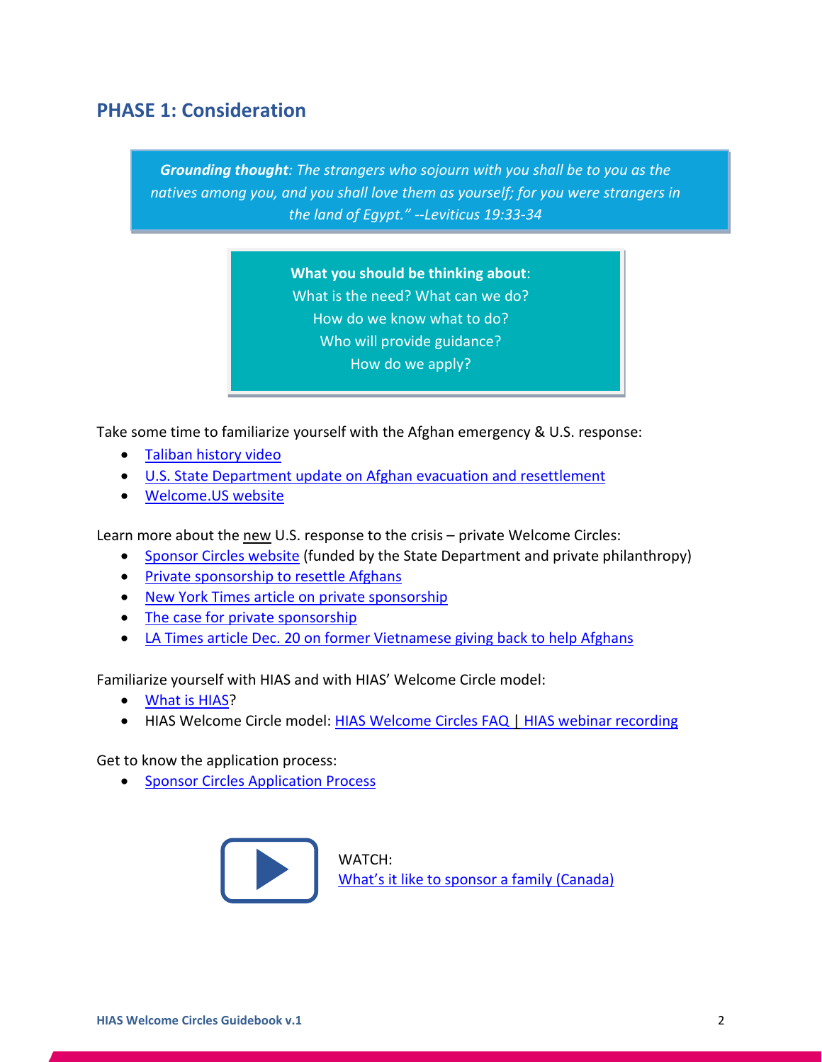## PHASE 1: Consideration

***Grounding thought**: The strangers who sojourn with you shall be to you as the natives among you, and you shall love them as yourself; for you were strangers in the land of Egypt." --Leviticus 19:33-34*

**What you should be thinking about**:
What is the need? What can we do?
How do we know what to do?
Who will provide guidance?
How do we apply?

Take some time to familiarize yourself with the Afghan emergency & U.S. response:

- Taliban history video
- U.S. State Department update on Afghan evacuation and resettlement
- Welcome.US website

Learn more about the new U.S. response to the crisis – private Welcome Circles:

- Sponsor Circles website (funded by the State Department and private philanthropy)
- Private sponsorship to resettle Afghans
- New York Times article on private sponsorship
- The case for private sponsorship
- LA Times article Dec. 20 on former Vietnamese giving back to help Afghans

Familiarize yourself with HIAS and with HIAS' Welcome Circle model:

- What is HIAS?
- HIAS Welcome Circle model: HIAS Welcome Circles FAQ | HIAS webinar recording

Get to know the application process:

- Sponsor Circles Application Process

WATCH:
What's it like to sponsor a family (Canada)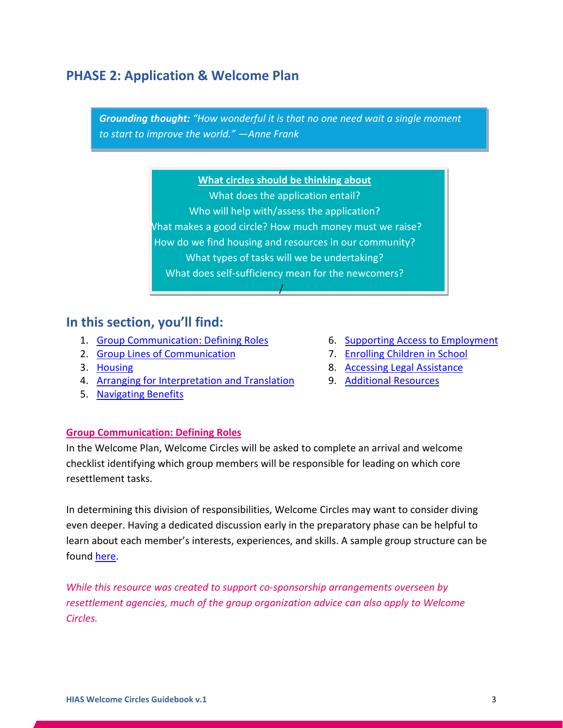## PHASE 2: Application & Welcome Plan

***Grounding thought:*** *"How wonderful it is that no one need wait a single moment to start to improve the world." —Anne Frank*

**What circles should be thinking about**

What does the application entail?

Who will help with/assess the application?

What makes a good circle? How much money must we raise?

How do we find housing and resources in our community?

What types of tasks will we be undertaking?

What does self-sufficiency mean for the newcomers?

## In this section, you'll find:

1. Group Communication: Defining Roles
2. Group Lines of Communication
3. Housing
4. Arranging for Interpretation and Translation
5. Navigating Benefits
6. Supporting Access to Employment
7. Enrolling Children in School
8. Accessing Legal Assistance
9. Additional Resources

### Group Communication: Defining Roles

In the Welcome Plan, Welcome Circles will be asked to complete an arrival and welcome checklist identifying which group members will be responsible for leading on which core resettlement tasks.

In determining this division of responsibilities, Welcome Circles may want to consider diving even deeper. Having a dedicated discussion early in the preparatory phase can be helpful to learn about each member's interests, experiences, and skills. A sample group structure can be found here.

*While this resource was created to support co-sponsorship arrangements overseen by resettlement agencies, much of the group organization advice can also apply to Welcome Circles.*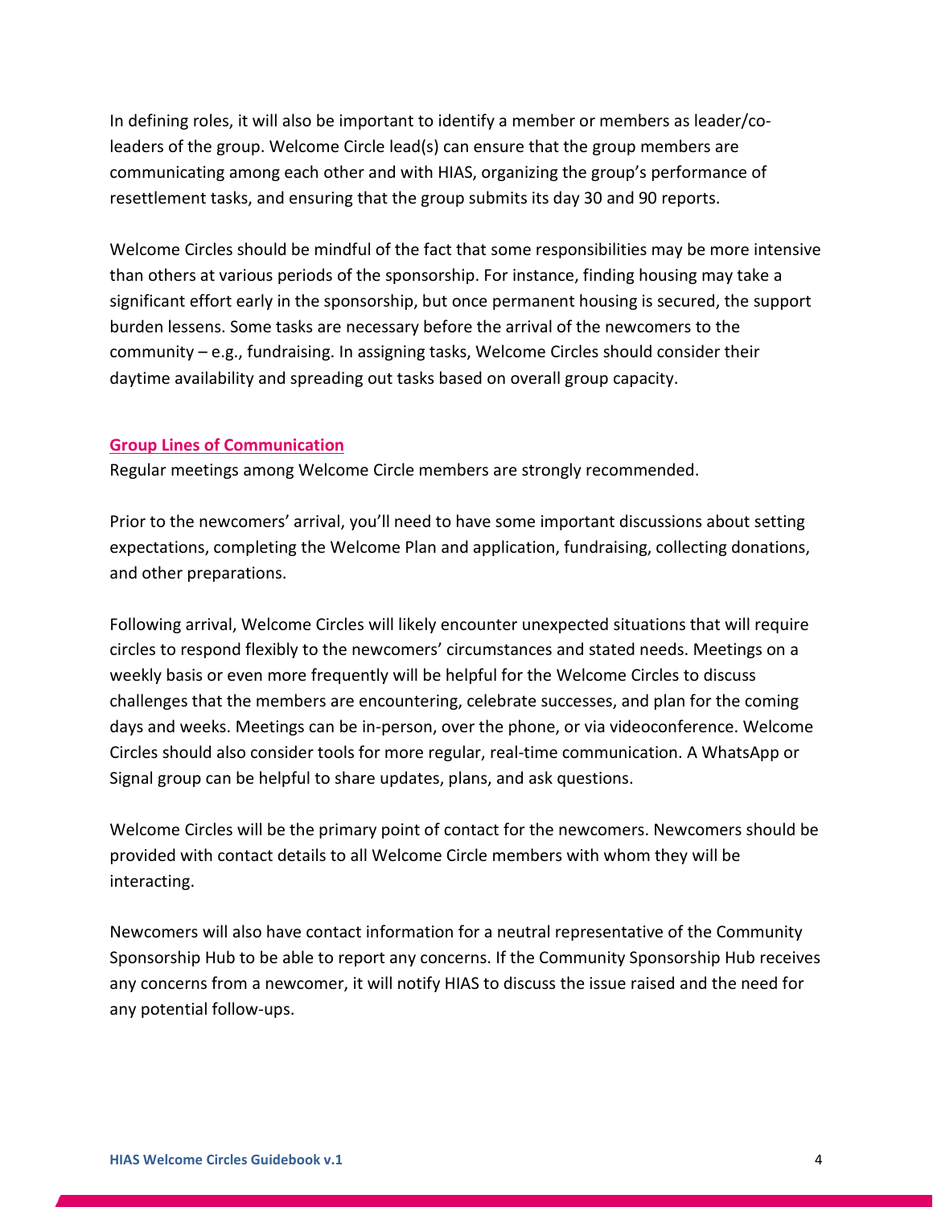In defining roles, it will also be important to identify a member or members as leader/co-leaders of the group. Welcome Circle lead(s) can ensure that the group members are communicating among each other and with HIAS, organizing the group's performance of resettlement tasks, and ensuring that the group submits its day 30 and 90 reports.

Welcome Circles should be mindful of the fact that some responsibilities may be more intensive than others at various periods of the sponsorship. For instance, finding housing may take a significant effort early in the sponsorship, but once permanent housing is secured, the support burden lessens. Some tasks are necessary before the arrival of the newcomers to the community – e.g., fundraising. In assigning tasks, Welcome Circles should consider their daytime availability and spreading out tasks based on overall group capacity.

## Group Lines of Communication

Regular meetings among Welcome Circle members are strongly recommended.

Prior to the newcomers' arrival, you'll need to have some important discussions about setting expectations, completing the Welcome Plan and application, fundraising, collecting donations, and other preparations.

Following arrival, Welcome Circles will likely encounter unexpected situations that will require circles to respond flexibly to the newcomers' circumstances and stated needs. Meetings on a weekly basis or even more frequently will be helpful for the Welcome Circles to discuss challenges that the members are encountering, celebrate successes, and plan for the coming days and weeks. Meetings can be in-person, over the phone, or via videoconference. Welcome Circles should also consider tools for more regular, real-time communication. A WhatsApp or Signal group can be helpful to share updates, plans, and ask questions.

Welcome Circles will be the primary point of contact for the newcomers. Newcomers should be provided with contact details to all Welcome Circle members with whom they will be interacting.

Newcomers will also have contact information for a neutral representative of the Community Sponsorship Hub to be able to report any concerns. If the Community Sponsorship Hub receives any concerns from a newcomer, it will notify HIAS to discuss the issue raised and the need for any potential follow-ups.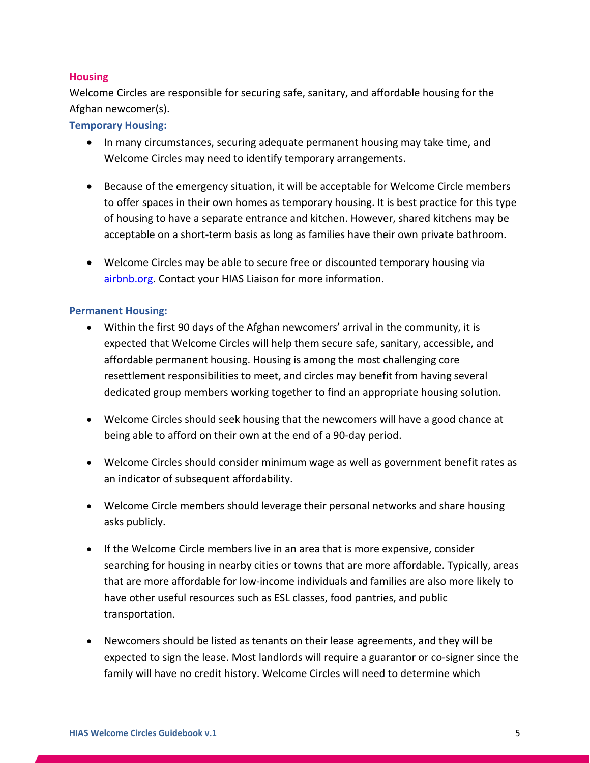## Housing

Welcome Circles are responsible for securing safe, sanitary, and affordable housing for the Afghan newcomer(s).

### Temporary Housing:

- In many circumstances, securing adequate permanent housing may take time, and Welcome Circles may need to identify temporary arrangements.
- Because of the emergency situation, it will be acceptable for Welcome Circle members to offer spaces in their own homes as temporary housing. It is best practice for this type of housing to have a separate entrance and kitchen. However, shared kitchens may be acceptable on a short-term basis as long as families have their own private bathroom.
- Welcome Circles may be able to secure free or discounted temporary housing via [airbnb.org](airbnb.org). Contact your HIAS Liaison for more information.

### Permanent Housing:

- Within the first 90 days of the Afghan newcomers' arrival in the community, it is expected that Welcome Circles will help them secure safe, sanitary, accessible, and affordable permanent housing. Housing is among the most challenging core resettlement responsibilities to meet, and circles may benefit from having several dedicated group members working together to find an appropriate housing solution.
- Welcome Circles should seek housing that the newcomers will have a good chance at being able to afford on their own at the end of a 90-day period.
- Welcome Circles should consider minimum wage as well as government benefit rates as an indicator of subsequent affordability.
- Welcome Circle members should leverage their personal networks and share housing asks publicly.
- If the Welcome Circle members live in an area that is more expensive, consider searching for housing in nearby cities or towns that are more affordable. Typically, areas that are more affordable for low-income individuals and families are also more likely to have other useful resources such as ESL classes, food pantries, and public transportation.
- Newcomers should be listed as tenants on their lease agreements, and they will be expected to sign the lease. Most landlords will require a guarantor or co-signer since the family will have no credit history. Welcome Circles will need to determine which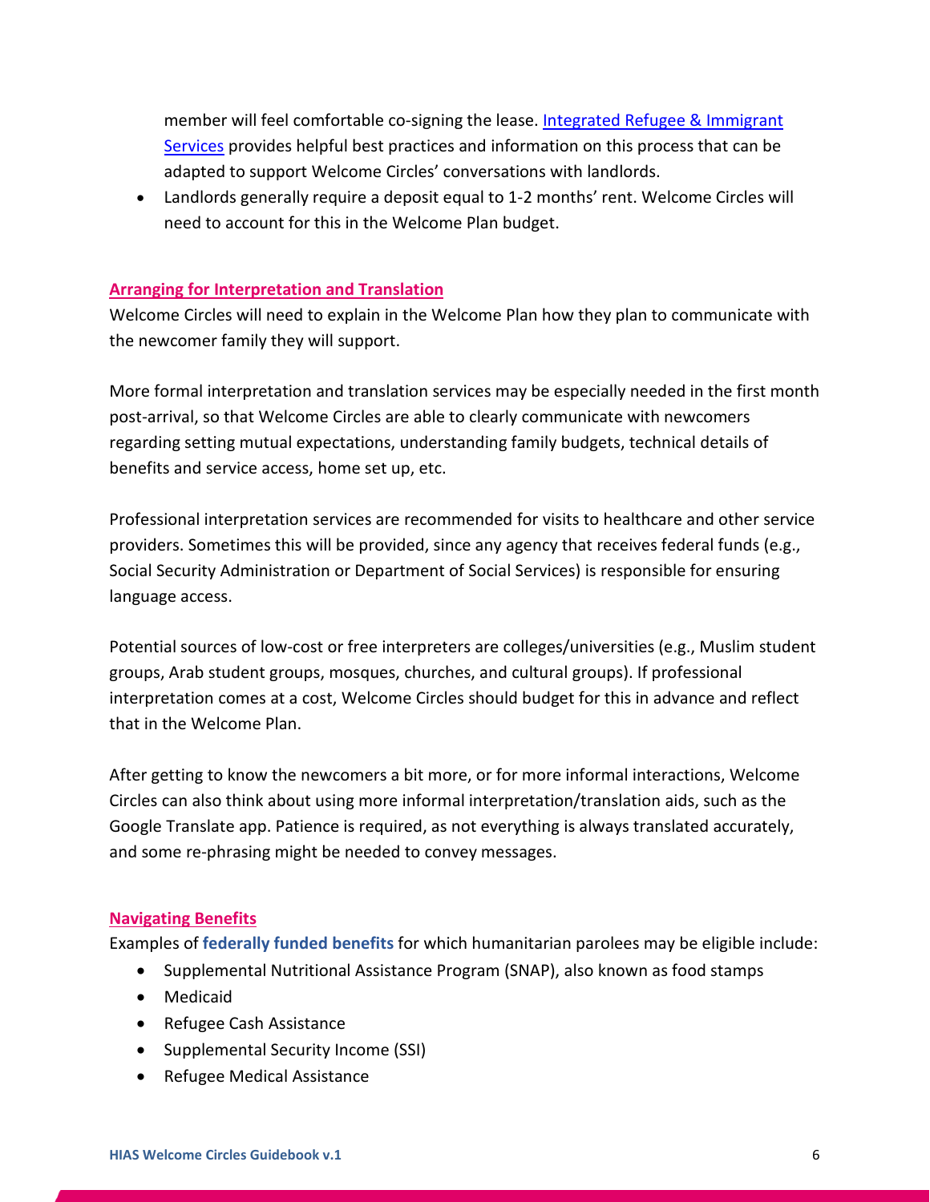member will feel comfortable co-signing the lease. [Integrated Refugee & Immigrant Services] provides helpful best practices and information on this process that can be adapted to support Welcome Circles' conversations with landlords.
- Landlords generally require a deposit equal to 1-2 months' rent. Welcome Circles will need to account for this in the Welcome Plan budget.

## Arranging for Interpretation and Translation

Welcome Circles will need to explain in the Welcome Plan how they plan to communicate with the newcomer family they will support.

More formal interpretation and translation services may be especially needed in the first month post-arrival, so that Welcome Circles are able to clearly communicate with newcomers regarding setting mutual expectations, understanding family budgets, technical details of benefits and service access, home set up, etc.

Professional interpretation services are recommended for visits to healthcare and other service providers. Sometimes this will be provided, since any agency that receives federal funds (e.g., Social Security Administration or Department of Social Services) is responsible for ensuring language access.

Potential sources of low-cost or free interpreters are colleges/universities (e.g., Muslim student groups, Arab student groups, mosques, churches, and cultural groups). If professional interpretation comes at a cost, Welcome Circles should budget for this in advance and reflect that in the Welcome Plan.

After getting to know the newcomers a bit more, or for more informal interactions, Welcome Circles can also think about using more informal interpretation/translation aids, such as the Google Translate app. Patience is required, as not everything is always translated accurately, and some re-phrasing might be needed to convey messages.

## Navigating Benefits

Examples of **federally funded benefits** for which humanitarian parolees may be eligible include:

- Supplemental Nutritional Assistance Program (SNAP), also known as food stamps
- Medicaid
- Refugee Cash Assistance
- Supplemental Security Income (SSI)
- Refugee Medical Assistance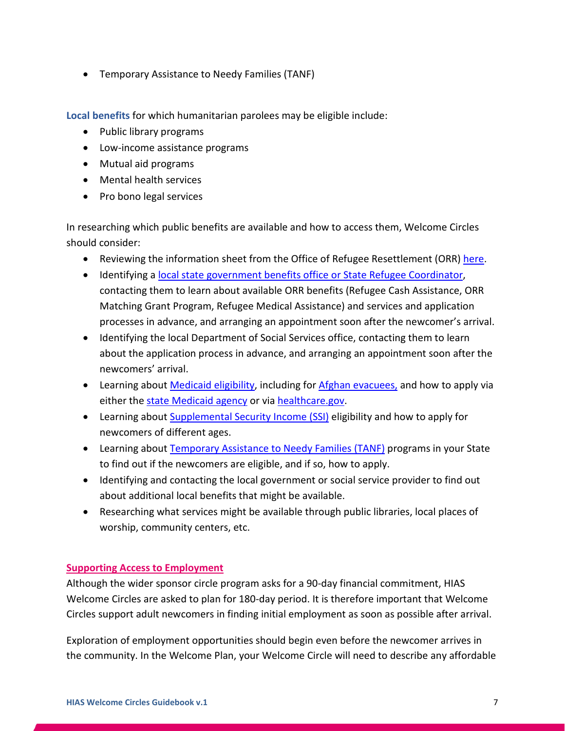- Temporary Assistance to Needy Families (TANF)

**Local benefits** for which humanitarian parolees may be eligible include:

- Public library programs
- Low-income assistance programs
- Mutual aid programs
- Mental health services
- Pro bono legal services

In researching which public benefits are available and how to access them, Welcome Circles should consider:

- Reviewing the information sheet from the Office of Refugee Resettlement (ORR) here.
- Identifying a local state government benefits office or State Refugee Coordinator, contacting them to learn about available ORR benefits (Refugee Cash Assistance, ORR Matching Grant Program, Refugee Medical Assistance) and services and application processes in advance, and arranging an appointment soon after the newcomer's arrival.
- Identifying the local Department of Social Services office, contacting them to learn about the application process in advance, and arranging an appointment soon after the newcomers' arrival.
- Learning about Medicaid eligibility, including for Afghan evacuees, and how to apply via either the state Medicaid agency or via healthcare.gov.
- Learning about Supplemental Security Income (SSI) eligibility and how to apply for newcomers of different ages.
- Learning about Temporary Assistance to Needy Families (TANF) programs in your State to find out if the newcomers are eligible, and if so, how to apply.
- Identifying and contacting the local government or social service provider to find out about additional local benefits that might be available.
- Researching what services might be available through public libraries, local places of worship, community centers, etc.

## Supporting Access to Employment

Although the wider sponsor circle program asks for a 90-day financial commitment, HIAS Welcome Circles are asked to plan for 180-day period. It is therefore important that Welcome Circles support adult newcomers in finding initial employment as soon as possible after arrival.

Exploration of employment opportunities should begin even before the newcomer arrives in the community. In the Welcome Plan, your Welcome Circle will need to describe any affordable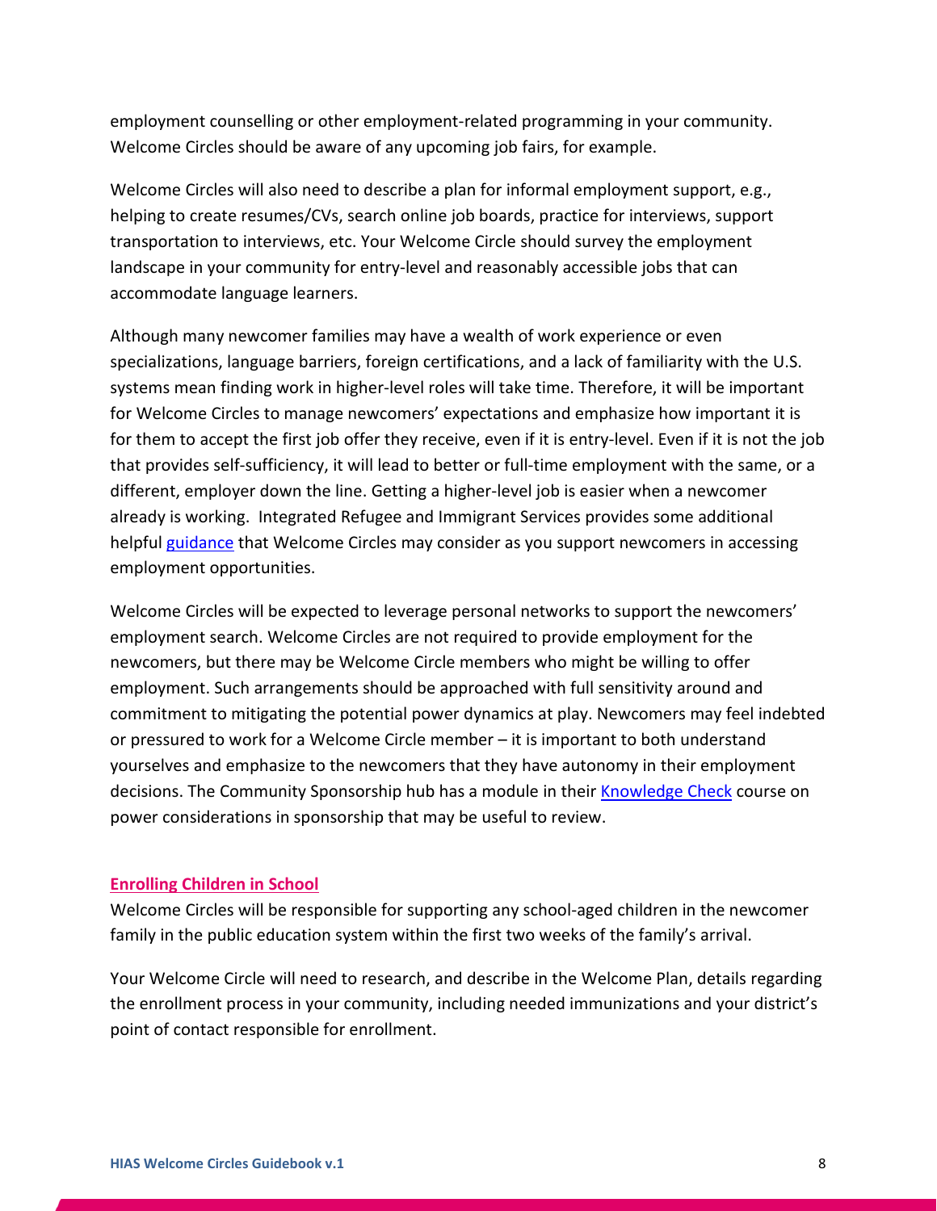employment counselling or other employment-related programming in your community. Welcome Circles should be aware of any upcoming job fairs, for example.

Welcome Circles will also need to describe a plan for informal employment support, e.g., helping to create resumes/CVs, search online job boards, practice for interviews, support transportation to interviews, etc. Your Welcome Circle should survey the employment landscape in your community for entry-level and reasonably accessible jobs that can accommodate language learners.

Although many newcomer families may have a wealth of work experience or even specializations, language barriers, foreign certifications, and a lack of familiarity with the U.S. systems mean finding work in higher-level roles will take time. Therefore, it will be important for Welcome Circles to manage newcomers' expectations and emphasize how important it is for them to accept the first job offer they receive, even if it is entry-level. Even if it is not the job that provides self-sufficiency, it will lead to better or full-time employment with the same, or a different, employer down the line. Getting a higher-level job is easier when a newcomer already is working. Integrated Refugee and Immigrant Services provides some additional helpful guidance that Welcome Circles may consider as you support newcomers in accessing employment opportunities.

Welcome Circles will be expected to leverage personal networks to support the newcomers' employment search. Welcome Circles are not required to provide employment for the newcomers, but there may be Welcome Circle members who might be willing to offer employment. Such arrangements should be approached with full sensitivity around and commitment to mitigating the potential power dynamics at play. Newcomers may feel indebted or pressured to work for a Welcome Circle member – it is important to both understand yourselves and emphasize to the newcomers that they have autonomy in their employment decisions. The Community Sponsorship hub has a module in their Knowledge Check course on power considerations in sponsorship that may be useful to review.

## Enrolling Children in School

Welcome Circles will be responsible for supporting any school-aged children in the newcomer family in the public education system within the first two weeks of the family's arrival.

Your Welcome Circle will need to research, and describe in the Welcome Plan, details regarding the enrollment process in your community, including needed immunizations and your district's point of contact responsible for enrollment.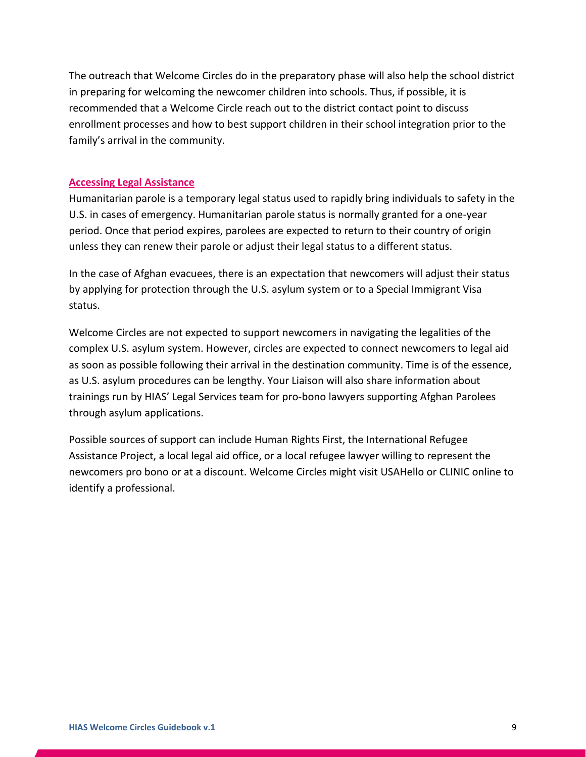The outreach that Welcome Circles do in the preparatory phase will also help the school district in preparing for welcoming the newcomer children into schools. Thus, if possible, it is recommended that a Welcome Circle reach out to the district contact point to discuss enrollment processes and how to best support children in their school integration prior to the family's arrival in the community.

## Accessing Legal Assistance

Humanitarian parole is a temporary legal status used to rapidly bring individuals to safety in the U.S. in cases of emergency. Humanitarian parole status is normally granted for a one-year period. Once that period expires, parolees are expected to return to their country of origin unless they can renew their parole or adjust their legal status to a different status.

In the case of Afghan evacuees, there is an expectation that newcomers will adjust their status by applying for protection through the U.S. asylum system or to a Special Immigrant Visa status.

Welcome Circles are not expected to support newcomers in navigating the legalities of the complex U.S. asylum system. However, circles are expected to connect newcomers to legal aid as soon as possible following their arrival in the destination community. Time is of the essence, as U.S. asylum procedures can be lengthy. Your Liaison will also share information about trainings run by HIAS' Legal Services team for pro-bono lawyers supporting Afghan Parolees through asylum applications.

Possible sources of support can include Human Rights First, the International Refugee Assistance Project, a local legal aid office, or a local refugee lawyer willing to represent the newcomers pro bono or at a discount. Welcome Circles might visit USAHello or CLINIC online to identify a professional.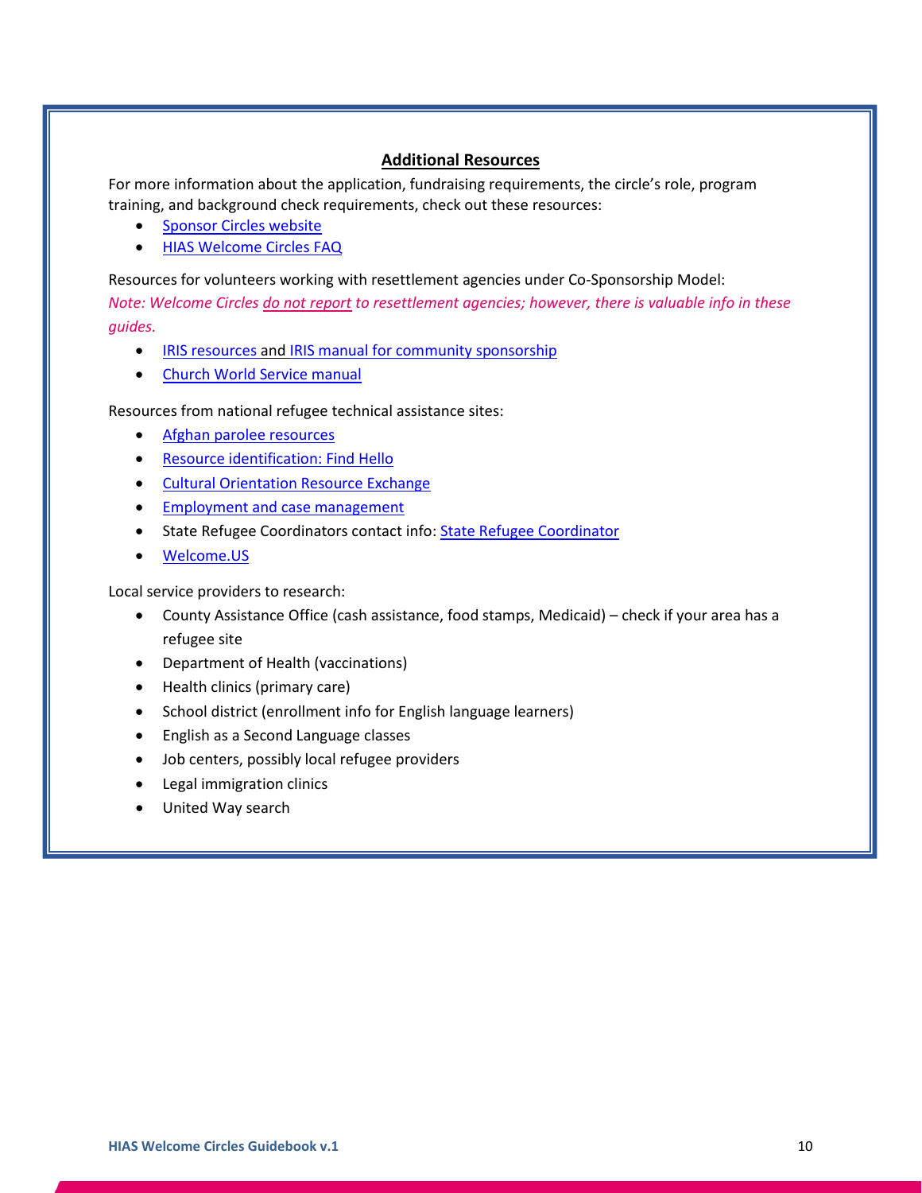## Additional Resources

For more information about the application, fundraising requirements, the circle's role, program training, and background check requirements, check out these resources:

- Sponsor Circles website
- HIAS Welcome Circles FAQ

Resources for volunteers working with resettlement agencies under Co-Sponsorship Model:

*Note: Welcome Circles do not report to resettlement agencies; however, there is valuable info in these guides.*

- IRIS resources and IRIS manual for community sponsorship
- Church World Service manual

Resources from national refugee technical assistance sites:

- Afghan parolee resources
- Resource identification: Find Hello
- Cultural Orientation Resource Exchange
- Employment and case management
- State Refugee Coordinators contact info: State Refugee Coordinator
- Welcome.US

Local service providers to research:

- County Assistance Office (cash assistance, food stamps, Medicaid) – check if your area has a refugee site
- Department of Health (vaccinations)
- Health clinics (primary care)
- School district (enrollment info for English language learners)
- English as a Second Language classes
- Job centers, possibly local refugee providers
- Legal immigration clinics
- United Way search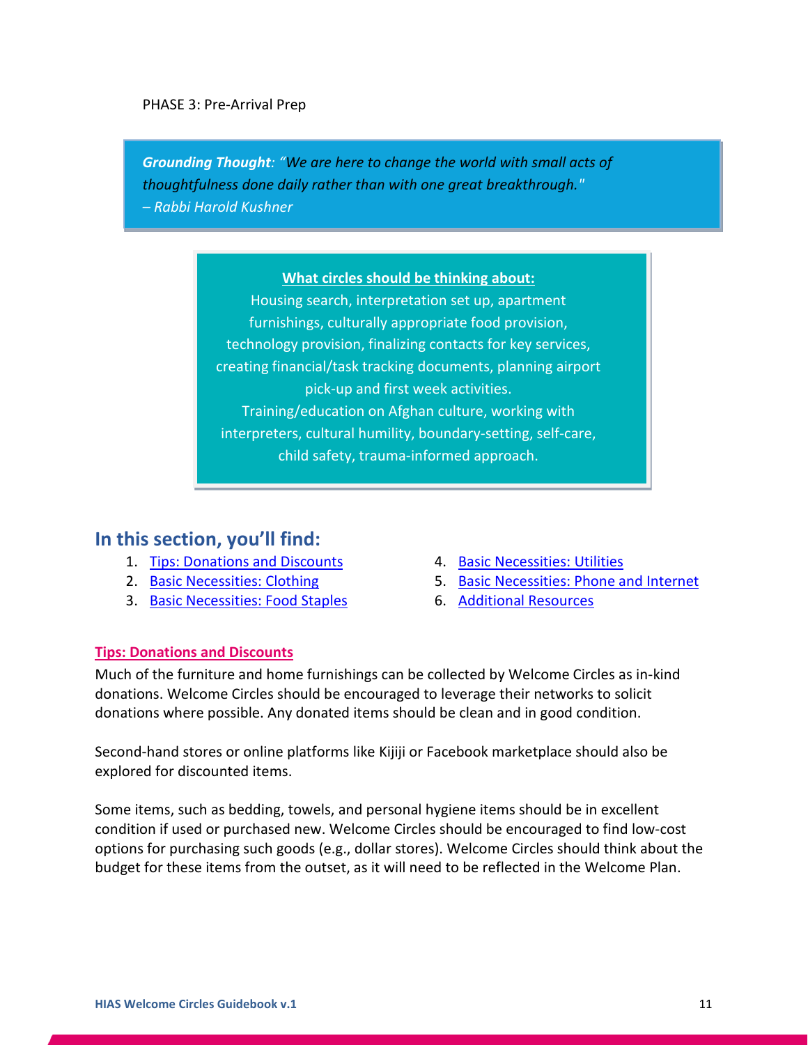PHASE 3: Pre-Arrival Prep

> ***Grounding Thought**: "We are here to change the world with small acts of thoughtfulness done daily rather than with one great breakthrough."*
> *– Rabbi Harold Kushner*

**What circles should be thinking about:**

Housing search, interpretation set up, apartment furnishings, culturally appropriate food provision, technology provision, finalizing contacts for key services, creating financial/task tracking documents, planning airport pick-up and first week activities.

Training/education on Afghan culture, working with interpreters, cultural humility, boundary-setting, self-care, child safety, trauma-informed approach.

## In this section, you'll find:

1. Tips: Donations and Discounts
2. Basic Necessities: Clothing
3. Basic Necessities: Food Staples
4. Basic Necessities: Utilities
5. Basic Necessities: Phone and Internet
6. Additional Resources

### Tips: Donations and Discounts

Much of the furniture and home furnishings can be collected by Welcome Circles as in-kind donations. Welcome Circles should be encouraged to leverage their networks to solicit donations where possible. Any donated items should be clean and in good condition.

Second-hand stores or online platforms like Kijiji or Facebook marketplace should also be explored for discounted items.

Some items, such as bedding, towels, and personal hygiene items should be in excellent condition if used or purchased new. Welcome Circles should be encouraged to find low-cost options for purchasing such goods (e.g., dollar stores). Welcome Circles should think about the budget for these items from the outset, as it will need to be reflected in the Welcome Plan.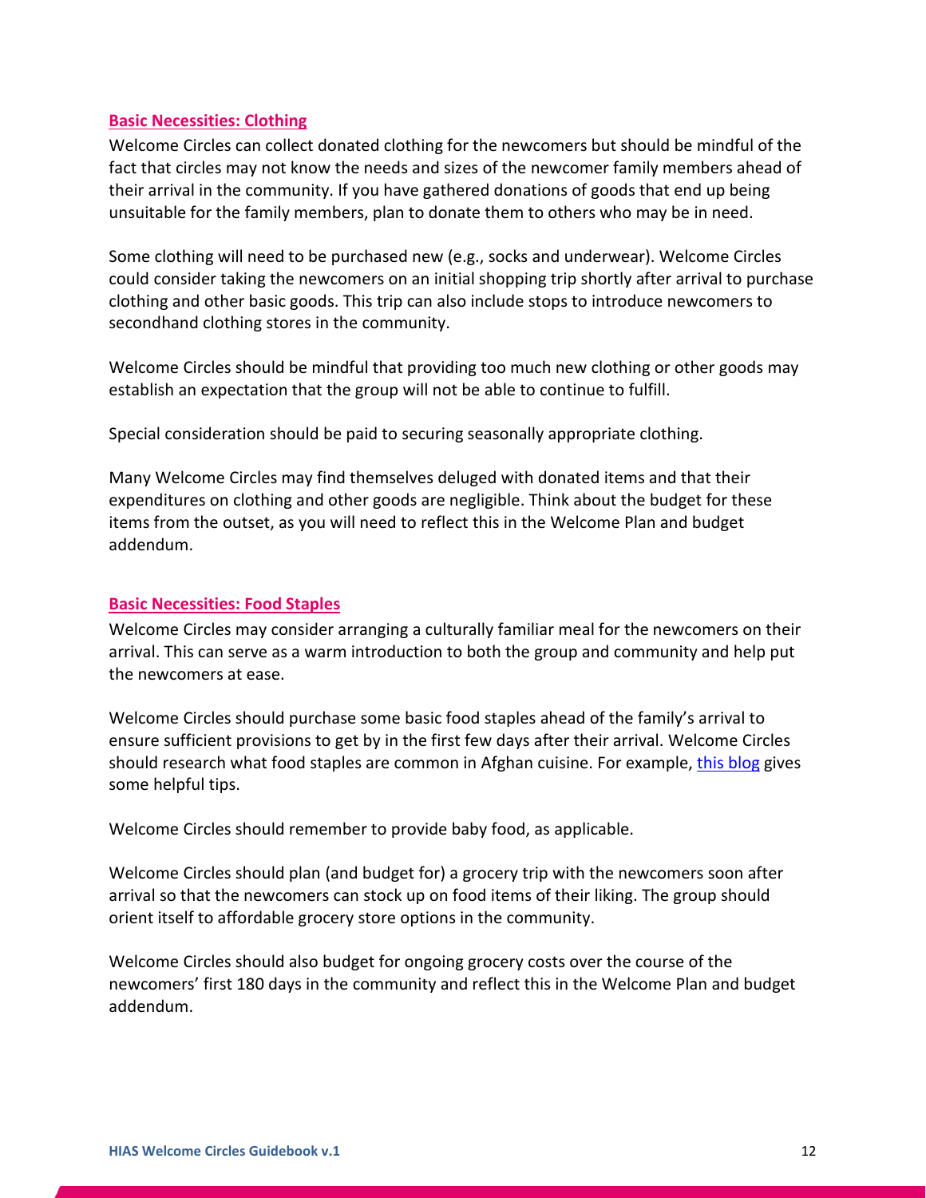### Basic Necessities: Clothing

Welcome Circles can collect donated clothing for the newcomers but should be mindful of the fact that circles may not know the needs and sizes of the newcomer family members ahead of their arrival in the community. If you have gathered donations of goods that end up being unsuitable for the family members, plan to donate them to others who may be in need.

Some clothing will need to be purchased new (e.g., socks and underwear). Welcome Circles could consider taking the newcomers on an initial shopping trip shortly after arrival to purchase clothing and other basic goods. This trip can also include stops to introduce newcomers to secondhand clothing stores in the community.

Welcome Circles should be mindful that providing too much new clothing or other goods may establish an expectation that the group will not be able to continue to fulfill.

Special consideration should be paid to securing seasonally appropriate clothing.

Many Welcome Circles may find themselves deluged with donated items and that their expenditures on clothing and other goods are negligible. Think about the budget for these items from the outset, as you will need to reflect this in the Welcome Plan and budget addendum.

### Basic Necessities: Food Staples

Welcome Circles may consider arranging a culturally familiar meal for the newcomers on their arrival. This can serve as a warm introduction to both the group and community and help put the newcomers at ease.

Welcome Circles should purchase some basic food staples ahead of the family's arrival to ensure sufficient provisions to get by in the first few days after their arrival. Welcome Circles should research what food staples are common in Afghan cuisine. For example, this blog gives some helpful tips.

Welcome Circles should remember to provide baby food, as applicable.

Welcome Circles should plan (and budget for) a grocery trip with the newcomers soon after arrival so that the newcomers can stock up on food items of their liking. The group should orient itself to affordable grocery store options in the community.

Welcome Circles should also budget for ongoing grocery costs over the course of the newcomers' first 180 days in the community and reflect this in the Welcome Plan and budget addendum.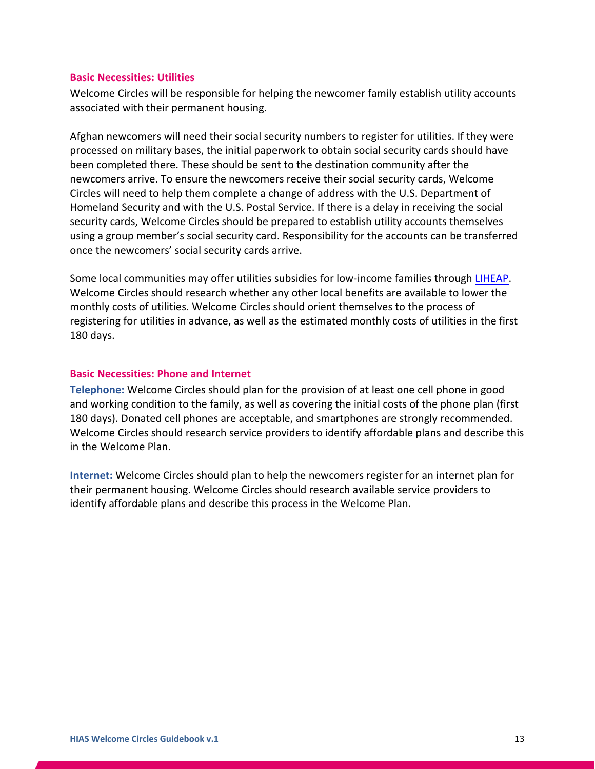## Basic Necessities: Utilities

Welcome Circles will be responsible for helping the newcomer family establish utility accounts associated with their permanent housing.

Afghan newcomers will need their social security numbers to register for utilities. If they were processed on military bases, the initial paperwork to obtain social security cards should have been completed there. These should be sent to the destination community after the newcomers arrive. To ensure the newcomers receive their social security cards, Welcome Circles will need to help them complete a change of address with the U.S. Department of Homeland Security and with the U.S. Postal Service. If there is a delay in receiving the social security cards, Welcome Circles should be prepared to establish utility accounts themselves using a group member's social security card. Responsibility for the accounts can be transferred once the newcomers' social security cards arrive.

Some local communities may offer utilities subsidies for low-income families through LIHEAP. Welcome Circles should research whether any other local benefits are available to lower the monthly costs of utilities. Welcome Circles should orient themselves to the process of registering for utilities in advance, as well as the estimated monthly costs of utilities in the first 180 days.

## Basic Necessities: Phone and Internet

**Telephone:** Welcome Circles should plan for the provision of at least one cell phone in good and working condition to the family, as well as covering the initial costs of the phone plan (first 180 days). Donated cell phones are acceptable, and smartphones are strongly recommended. Welcome Circles should research service providers to identify affordable plans and describe this in the Welcome Plan.

**Internet:** Welcome Circles should plan to help the newcomers register for an internet plan for their permanent housing. Welcome Circles should research available service providers to identify affordable plans and describe this process in the Welcome Plan.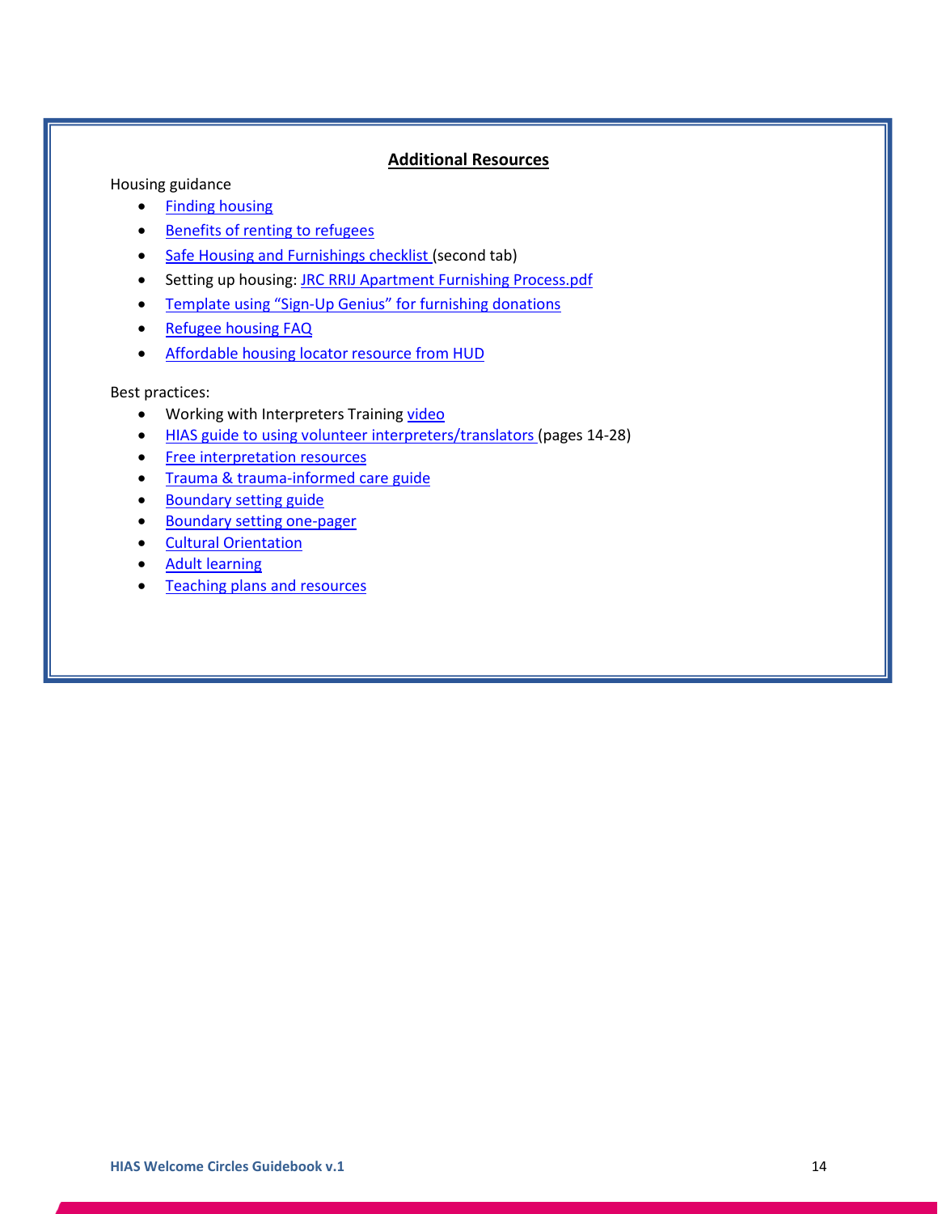## Additional Resources

Housing guidance

- Finding housing
- Benefits of renting to refugees
- Safe Housing and Furnishings checklist (second tab)
- Setting up housing: JRC RRIJ Apartment Furnishing Process.pdf
- Template using "Sign-Up Genius" for furnishing donations
- Refugee housing FAQ
- Affordable housing locator resource from HUD

Best practices:

- Working with Interpreters Training video
- HIAS guide to using volunteer interpreters/translators (pages 14-28)
- Free interpretation resources
- Trauma & trauma-informed care guide
- Boundary setting guide
- Boundary setting one-pager
- Cultural Orientation
- Adult learning
- Teaching plans and resources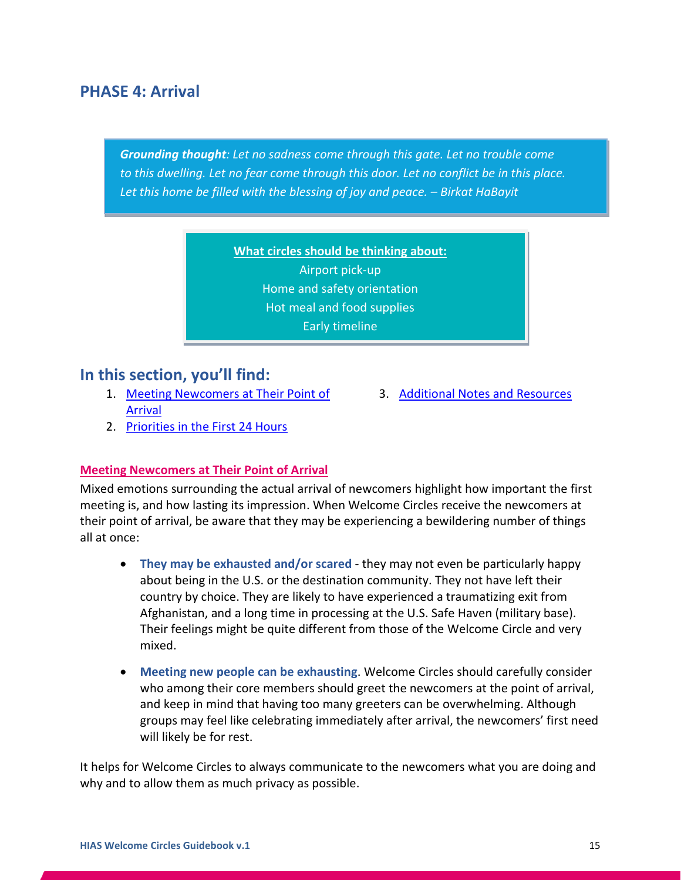## PHASE 4: Arrival

***Grounding thought**: Let no sadness come through this gate. Let no trouble come to this dwelling. Let no fear come through this door. Let no conflict be in this place. Let this home be filled with the blessing of joy and peace. – Birkat HaBayit*

**What circles should be thinking about:**

Airport pick-up

Home and safety orientation

Hot meal and food supplies

Early timeline

## In this section, you'll find:

1. Meeting Newcomers at Their Point of Arrival
2. Priorities in the First 24 Hours
3. Additional Notes and Resources

### Meeting Newcomers at Their Point of Arrival

Mixed emotions surrounding the actual arrival of newcomers highlight how important the first meeting is, and how lasting its impression. When Welcome Circles receive the newcomers at their point of arrival, be aware that they may be experiencing a bewildering number of things all at once:

- **They may be exhausted and/or scared** - they may not even be particularly happy about being in the U.S. or the destination community. They not have left their country by choice. They are likely to have experienced a traumatizing exit from Afghanistan, and a long time in processing at the U.S. Safe Haven (military base). Their feelings might be quite different from those of the Welcome Circle and very mixed.

- **Meeting new people can be exhausting**. Welcome Circles should carefully consider who among their core members should greet the newcomers at the point of arrival, and keep in mind that having too many greeters can be overwhelming. Although groups may feel like celebrating immediately after arrival, the newcomers' first need will likely be for rest.

It helps for Welcome Circles to always communicate to the newcomers what you are doing and why and to allow them as much privacy as possible.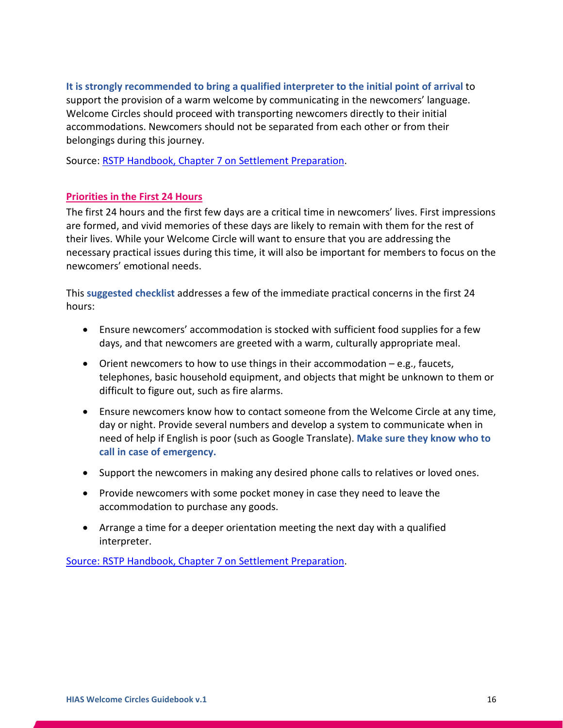**It is strongly recommended to bring a qualified interpreter to the initial point of arrival** to support the provision of a warm welcome by communicating in the newcomers' language. Welcome Circles should proceed with transporting newcomers directly to their initial accommodations. Newcomers should not be separated from each other or from their belongings during this journey.

Source: [RSTP Handbook, Chapter 7 on Settlement Preparation](#).

## Priorities in the First 24 Hours

The first 24 hours and the first few days are a critical time in newcomers' lives. First impressions are formed, and vivid memories of these days are likely to remain with them for the rest of their lives. While your Welcome Circle will want to ensure that you are addressing the necessary practical issues during this time, it will also be important for members to focus on the newcomers' emotional needs.

This **suggested checklist** addresses a few of the immediate practical concerns in the first 24 hours:

- Ensure newcomers' accommodation is stocked with sufficient food supplies for a few days, and that newcomers are greeted with a warm, culturally appropriate meal.
- Orient newcomers to how to use things in their accommodation – e.g., faucets, telephones, basic household equipment, and objects that might be unknown to them or difficult to figure out, such as fire alarms.
- Ensure newcomers know how to contact someone from the Welcome Circle at any time, day or night. Provide several numbers and develop a system to communicate when in need of help if English is poor (such as Google Translate). **Make sure they know who to call in case of emergency.**
- Support the newcomers in making any desired phone calls to relatives or loved ones.
- Provide newcomers with some pocket money in case they need to leave the accommodation to purchase any goods.
- Arrange a time for a deeper orientation meeting the next day with a qualified interpreter.

[Source: RSTP Handbook, Chapter 7 on Settlement Preparation](#).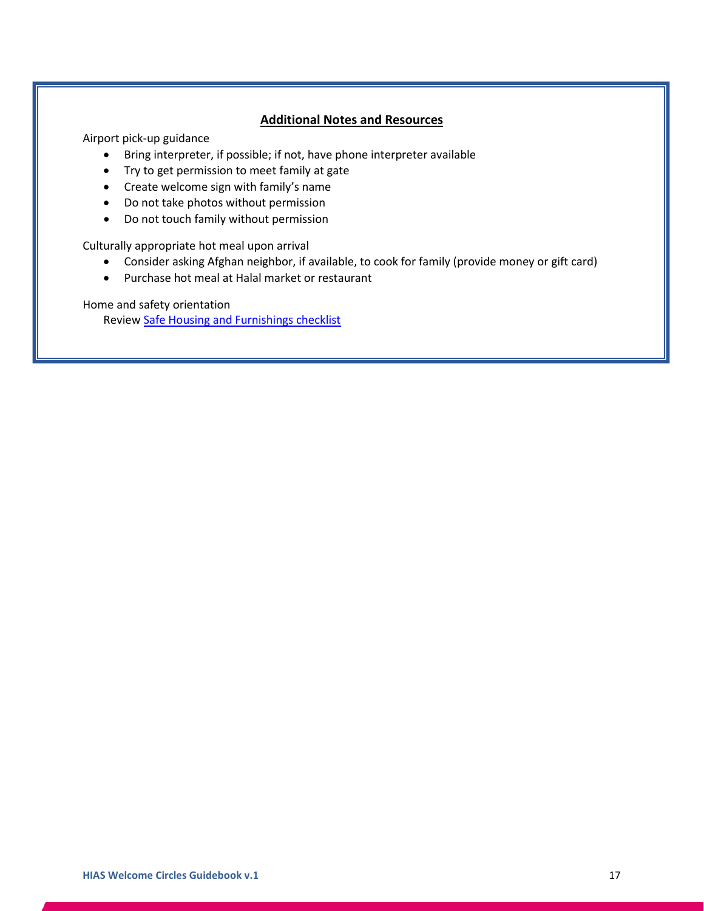## Additional Notes and Resources

Airport pick-up guidance

- Bring interpreter, if possible; if not, have phone interpreter available
- Try to get permission to meet family at gate
- Create welcome sign with family's name
- Do not take photos without permission
- Do not touch family without permission

Culturally appropriate hot meal upon arrival

- Consider asking Afghan neighbor, if available, to cook for family (provide money or gift card)
- Purchase hot meal at Halal market or restaurant

Home and safety orientation

Review [Safe Housing and Furnishings checklist]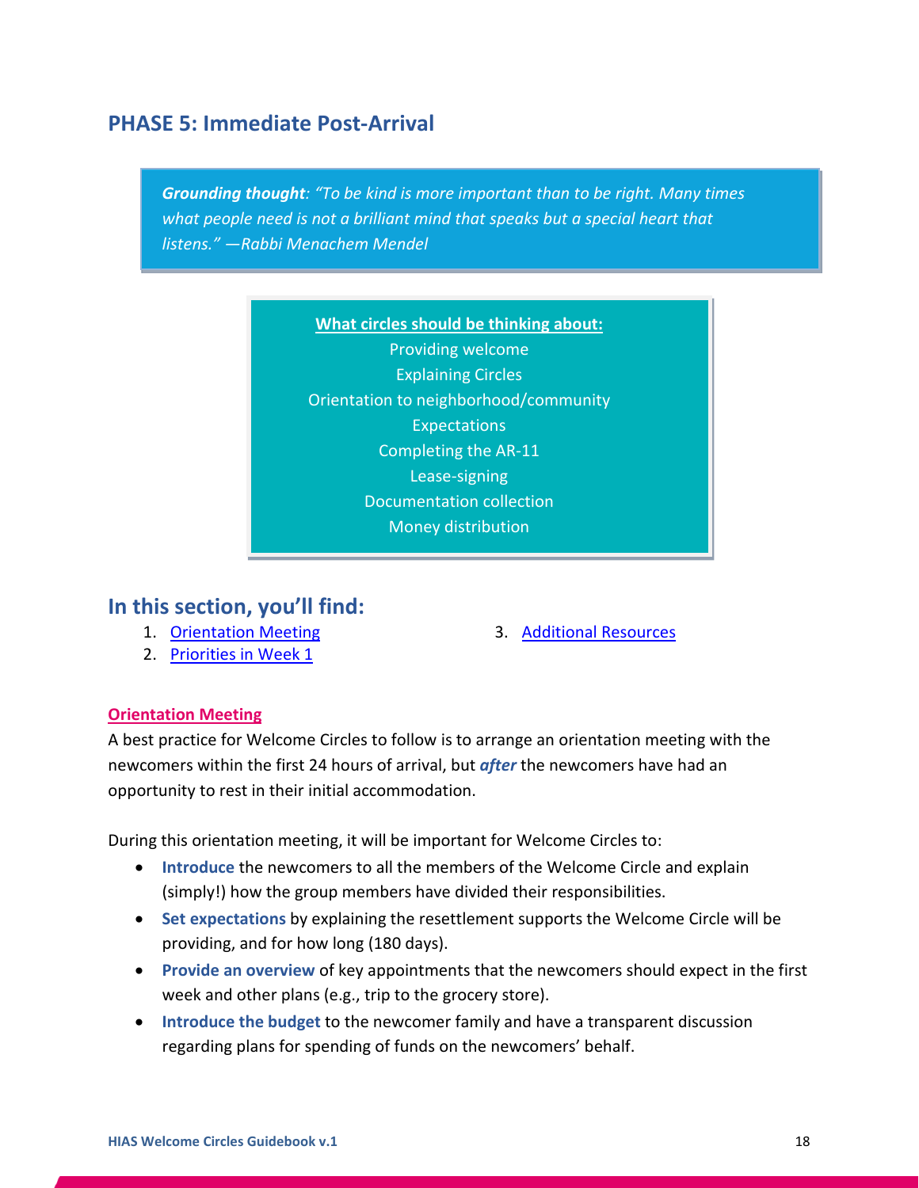## PHASE 5: Immediate Post-Arrival

> ***Grounding thought**: "To be kind is more important than to be right. Many times what people need is not a brilliant mind that speaks but a special heart that listens." —Rabbi Menachem Mendel*

**What circles should be thinking about:**

Providing welcome
Explaining Circles
Orientation to neighborhood/community
Expectations
Completing the AR-11
Lease-signing
Documentation collection
Money distribution

## In this section, you'll find:

1. Orientation Meeting
2. Priorities in Week 1
3. Additional Resources

### Orientation Meeting

A best practice for Welcome Circles to follow is to arrange an orientation meeting with the newcomers within the first 24 hours of arrival, but ***after*** the newcomers have had an opportunity to rest in their initial accommodation.

During this orientation meeting, it will be important for Welcome Circles to:

- **Introduce** the newcomers to all the members of the Welcome Circle and explain (simply!) how the group members have divided their responsibilities.
- **Set expectations** by explaining the resettlement supports the Welcome Circle will be providing, and for how long (180 days).
- **Provide an overview** of key appointments that the newcomers should expect in the first week and other plans (e.g., trip to the grocery store).
- **Introduce the budget** to the newcomer family and have a transparent discussion regarding plans for spending of funds on the newcomers' behalf.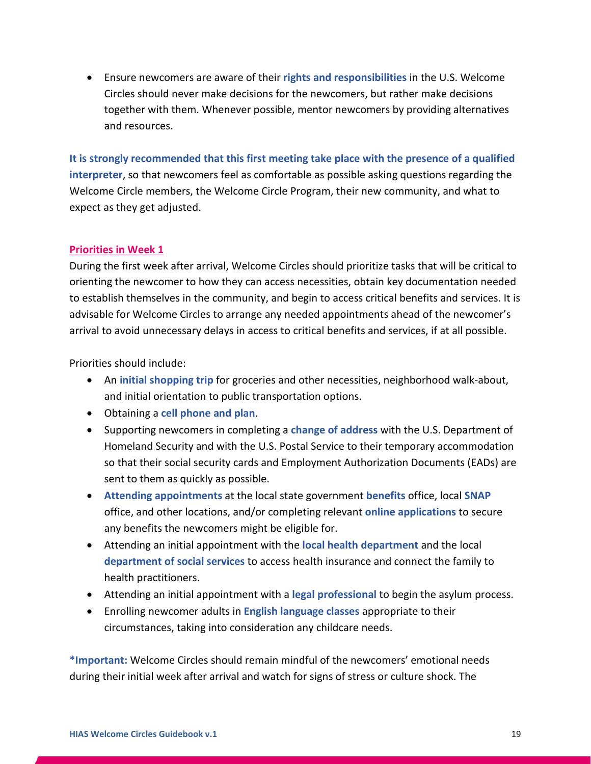- Ensure newcomers are aware of their **rights and responsibilities** in the U.S. Welcome Circles should never make decisions for the newcomers, but rather make decisions together with them. Whenever possible, mentor newcomers by providing alternatives and resources.

**It is strongly recommended that this first meeting take place with the presence of a qualified interpreter**, so that newcomers feel as comfortable as possible asking questions regarding the Welcome Circle members, the Welcome Circle Program, their new community, and what to expect as they get adjusted.

## Priorities in Week 1

During the first week after arrival, Welcome Circles should prioritize tasks that will be critical to orienting the newcomer to how they can access necessities, obtain key documentation needed to establish themselves in the community, and begin to access critical benefits and services. It is advisable for Welcome Circles to arrange any needed appointments ahead of the newcomer's arrival to avoid unnecessary delays in access to critical benefits and services, if at all possible.

Priorities should include:

- An **initial shopping trip** for groceries and other necessities, neighborhood walk-about, and initial orientation to public transportation options.
- Obtaining a **cell phone and plan**.
- Supporting newcomers in completing a **change of address** with the U.S. Department of Homeland Security and with the U.S. Postal Service to their temporary accommodation so that their social security cards and Employment Authorization Documents (EADs) are sent to them as quickly as possible.
- **Attending appointments** at the local state government **benefits** office, local **SNAP** office, and other locations, and/or completing relevant **online applications** to secure any benefits the newcomers might be eligible for.
- Attending an initial appointment with the **local health department** and the local **department of social services** to access health insurance and connect the family to health practitioners.
- Attending an initial appointment with a **legal professional** to begin the asylum process.
- Enrolling newcomer adults in **English language classes** appropriate to their circumstances, taking into consideration any childcare needs.

***Important:** Welcome Circles should remain mindful of the newcomers' emotional needs during their initial week after arrival and watch for signs of stress or culture shock. The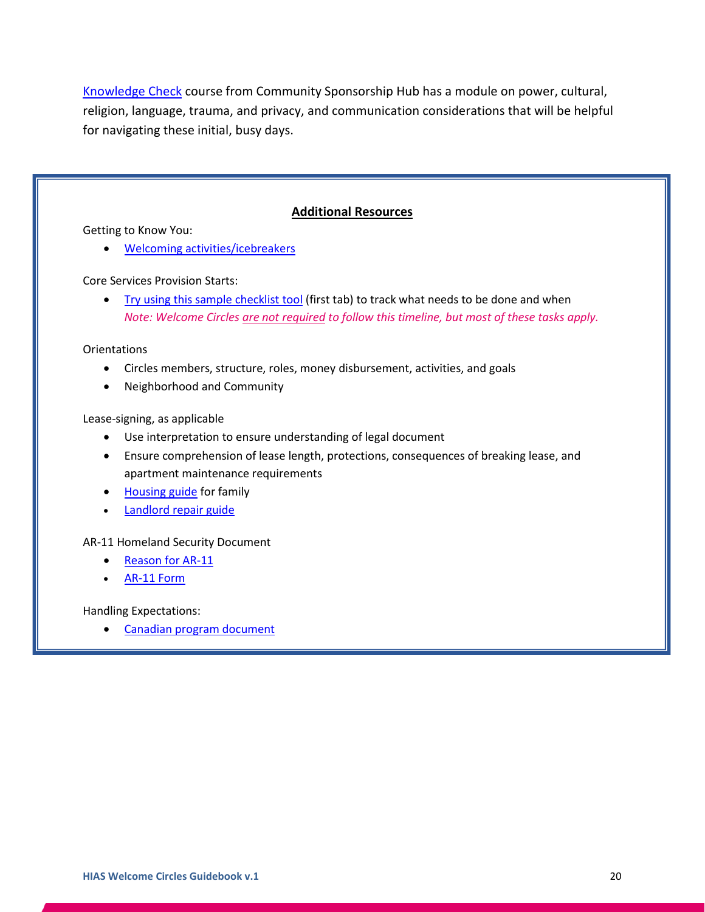[Knowledge Check](#) course from Community Sponsorship Hub has a module on power, cultural, religion, language, trauma, and privacy, and communication considerations that will be helpful for navigating these initial, busy days.

## **Additional Resources**

Getting to Know You:

- Welcoming activities/icebreakers

Core Services Provision Starts:

- Try using this sample checklist tool (first tab) to track what needs to be done and when
  *Note: Welcome Circles are not required to follow this timeline, but most of these tasks apply.*

Orientations

- Circles members, structure, roles, money disbursement, activities, and goals
- Neighborhood and Community

Lease-signing, as applicable

- Use interpretation to ensure understanding of legal document
- Ensure comprehension of lease length, protections, consequences of breaking lease, and apartment maintenance requirements
- Housing guide for family
- Landlord repair guide

AR-11 Homeland Security Document

- Reason for AR-11
- AR-11 Form

Handling Expectations:

- Canadian program document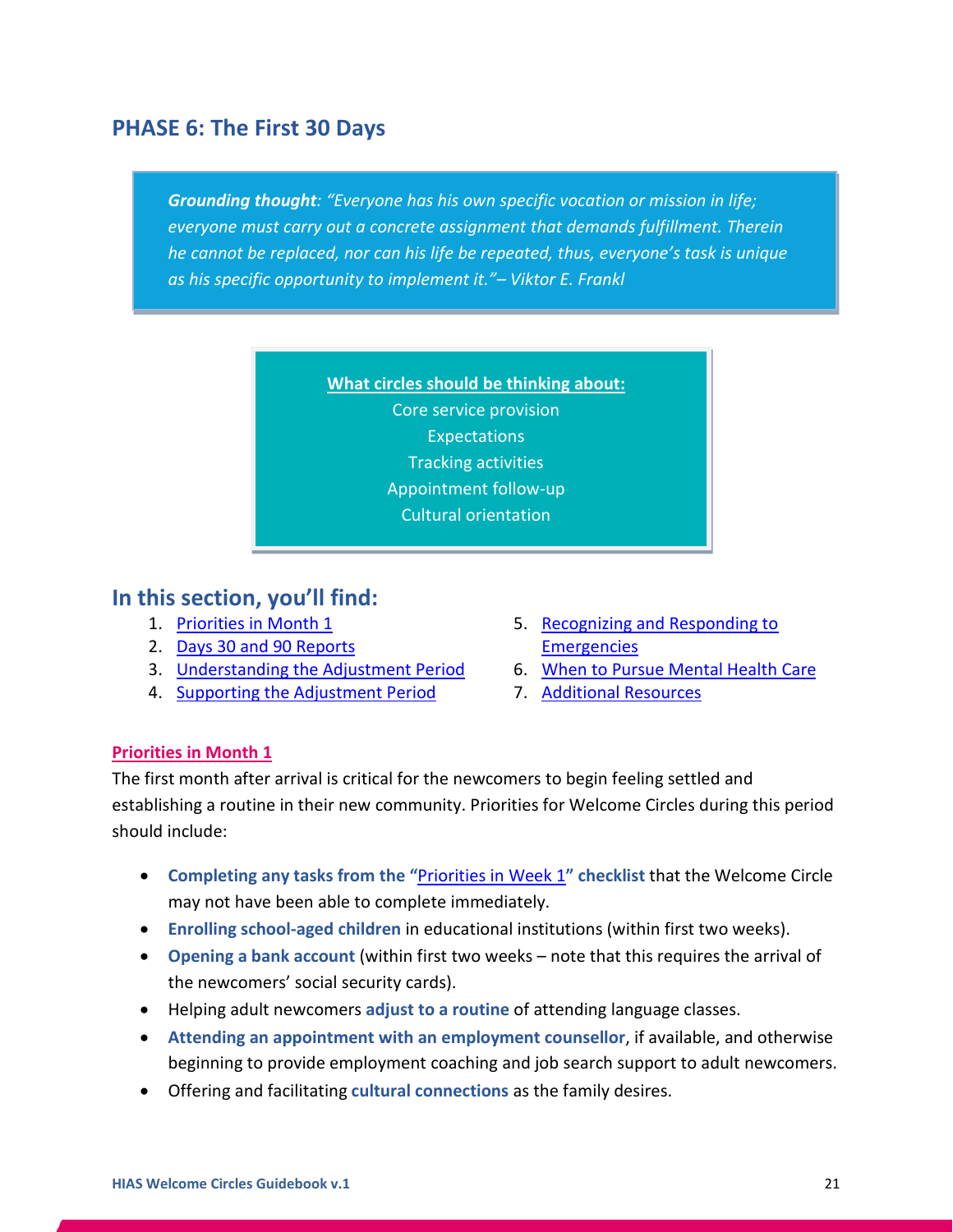## PHASE 6: The First 30 Days

> ***Grounding thought**: "Everyone has his own specific vocation or mission in life; everyone must carry out a concrete assignment that demands fulfillment. Therein he cannot be replaced, nor can his life be repeated, thus, everyone's task is unique as his specific opportunity to implement it."– Viktor E. Frankl*

**What circles should be thinking about:**

Core service provision
Expectations
Tracking activities
Appointment follow-up
Cultural orientation

## In this section, you'll find:

1. Priorities in Month 1
2. Days 30 and 90 Reports
3. Understanding the Adjustment Period
4. Supporting the Adjustment Period
5. Recognizing and Responding to Emergencies
6. When to Pursue Mental Health Care
7. Additional Resources

### Priorities in Month 1

The first month after arrival is critical for the newcomers to begin feeling settled and establishing a routine in their new community. Priorities for Welcome Circles during this period should include:

- **Completing any tasks from the "Priorities in Week 1" checklist** that the Welcome Circle may not have been able to complete immediately.
- **Enrolling school-aged children** in educational institutions (within first two weeks).
- **Opening a bank account** (within first two weeks – note that this requires the arrival of the newcomers' social security cards).
- Helping adult newcomers **adjust to a routine** of attending language classes.
- **Attending an appointment with an employment counsellor**, if available, and otherwise beginning to provide employment coaching and job search support to adult newcomers.
- Offering and facilitating **cultural connections** as the family desires.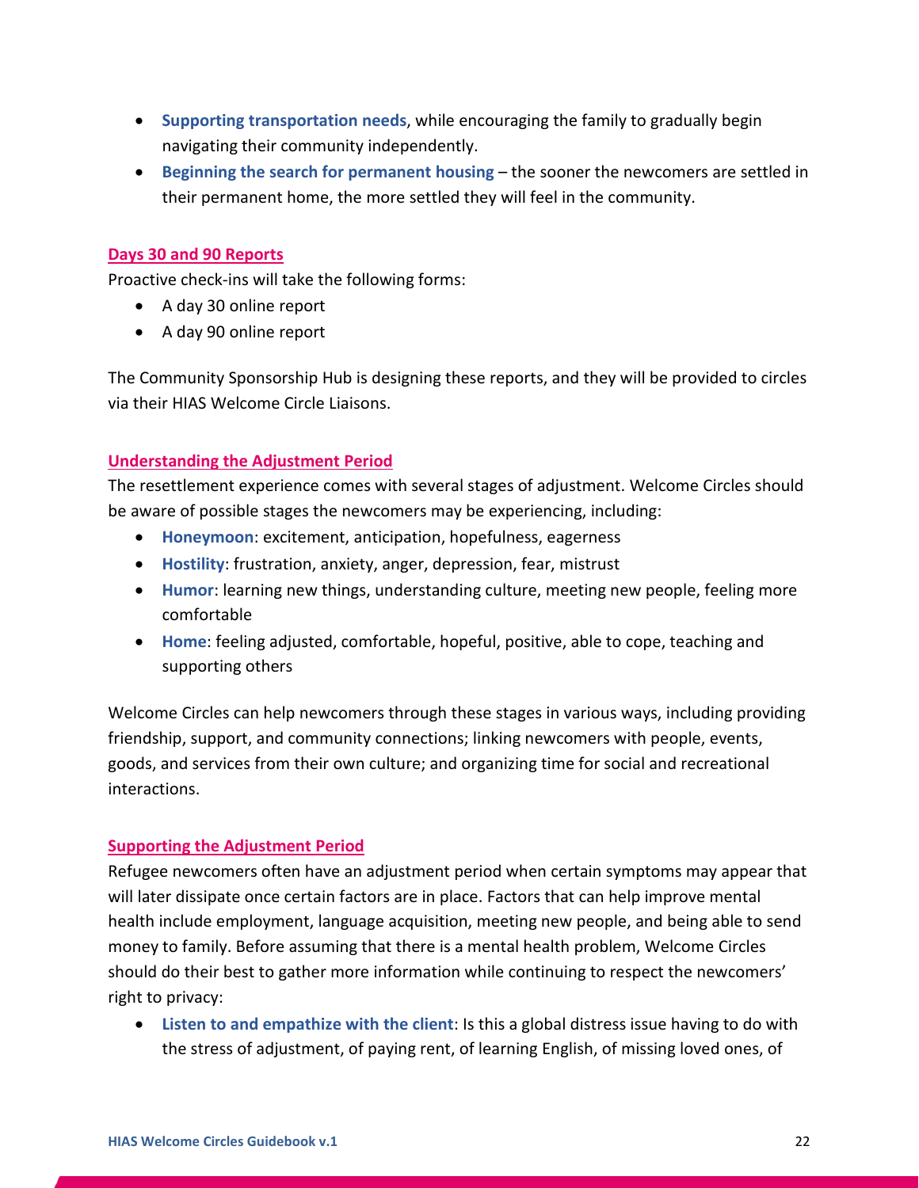- **Supporting transportation needs**, while encouraging the family to gradually begin navigating their community independently.
- **Beginning the search for permanent housing** – the sooner the newcomers are settled in their permanent home, the more settled they will feel in the community.

### Days 30 and 90 Reports

Proactive check-ins will take the following forms:

- A day 30 online report
- A day 90 online report

The Community Sponsorship Hub is designing these reports, and they will be provided to circles via their HIAS Welcome Circle Liaisons.

### Understanding the Adjustment Period

The resettlement experience comes with several stages of adjustment. Welcome Circles should be aware of possible stages the newcomers may be experiencing, including:

- **Honeymoon**: excitement, anticipation, hopefulness, eagerness
- **Hostility**: frustration, anxiety, anger, depression, fear, mistrust
- **Humor**: learning new things, understanding culture, meeting new people, feeling more comfortable
- **Home**: feeling adjusted, comfortable, hopeful, positive, able to cope, teaching and supporting others

Welcome Circles can help newcomers through these stages in various ways, including providing friendship, support, and community connections; linking newcomers with people, events, goods, and services from their own culture; and organizing time for social and recreational interactions.

### Supporting the Adjustment Period

Refugee newcomers often have an adjustment period when certain symptoms may appear that will later dissipate once certain factors are in place. Factors that can help improve mental health include employment, language acquisition, meeting new people, and being able to send money to family. Before assuming that there is a mental health problem, Welcome Circles should do their best to gather more information while continuing to respect the newcomers' right to privacy:

- **Listen to and empathize with the client**: Is this a global distress issue having to do with the stress of adjustment, of paying rent, of learning English, of missing loved ones, of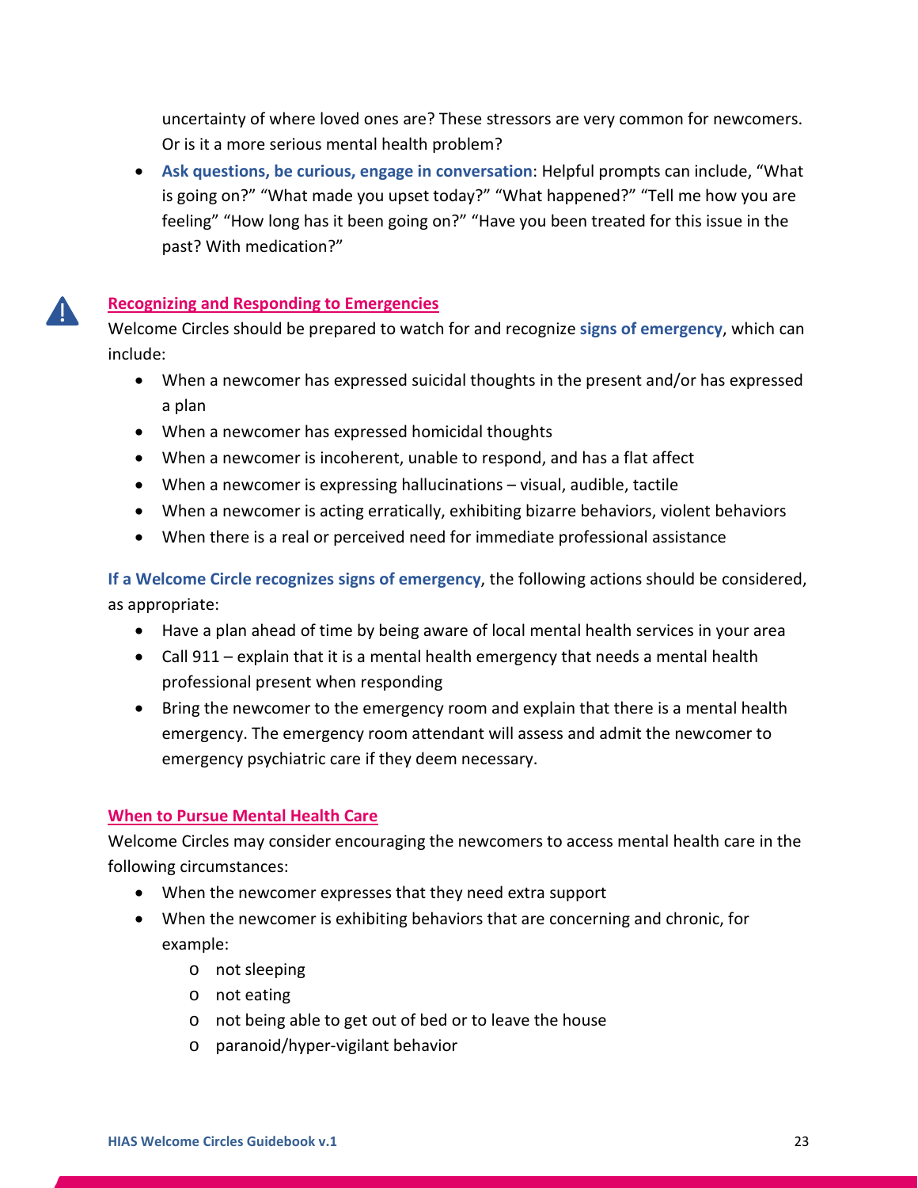uncertainty of where loved ones are? These stressors are very common for newcomers. Or is it a more serious mental health problem?

- **Ask questions, be curious, engage in conversation**: Helpful prompts can include, "What is going on?" "What made you upset today?" "What happened?" "Tell me how you are feeling" "How long has it been going on?" "Have you been treated for this issue in the past? With medication?"

### Recognizing and Responding to Emergencies

Welcome Circles should be prepared to watch for and recognize **signs of emergency**, which can include:

- When a newcomer has expressed suicidal thoughts in the present and/or has expressed a plan
- When a newcomer has expressed homicidal thoughts
- When a newcomer is incoherent, unable to respond, and has a flat affect
- When a newcomer is expressing hallucinations – visual, audible, tactile
- When a newcomer is acting erratically, exhibiting bizarre behaviors, violent behaviors
- When there is a real or perceived need for immediate professional assistance

**If a Welcome Circle recognizes signs of emergency**, the following actions should be considered, as appropriate:

- Have a plan ahead of time by being aware of local mental health services in your area
- Call 911 – explain that it is a mental health emergency that needs a mental health professional present when responding
- Bring the newcomer to the emergency room and explain that there is a mental health emergency. The emergency room attendant will assess and admit the newcomer to emergency psychiatric care if they deem necessary.

### When to Pursue Mental Health Care

Welcome Circles may consider encouraging the newcomers to access mental health care in the following circumstances:

- When the newcomer expresses that they need extra support
- When the newcomer is exhibiting behaviors that are concerning and chronic, for example:
  - not sleeping
  - not eating
  - not being able to get out of bed or to leave the house
  - paranoid/hyper-vigilant behavior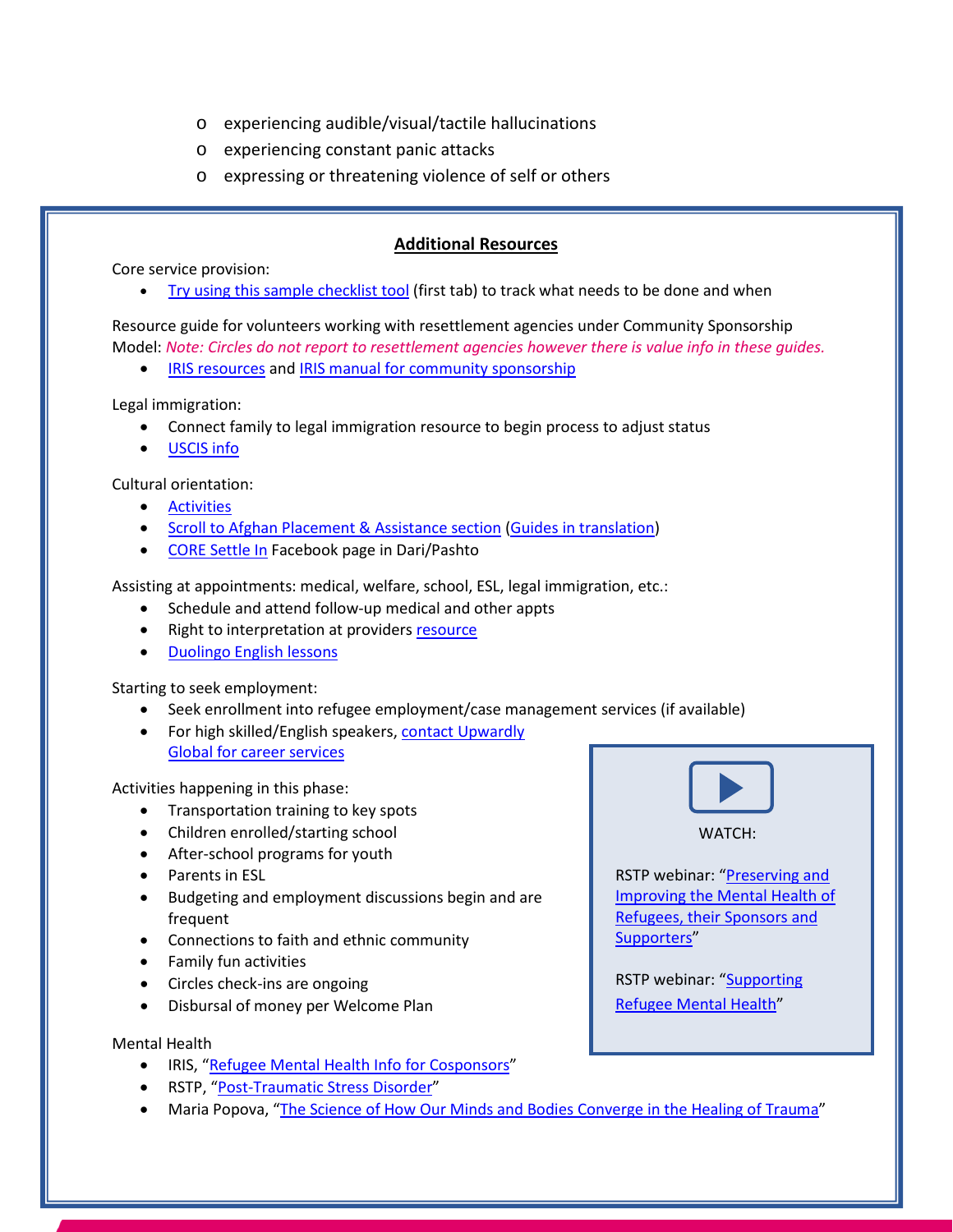- experiencing audible/visual/tactile hallucinations
- experiencing constant panic attacks
- expressing or threatening violence of self or others

## Additional Resources

Core service provision:

- Try using this sample checklist tool (first tab) to track what needs to be done and when

Resource guide for volunteers working with resettlement agencies under Community Sponsorship Model: *Note: Circles do not report to resettlement agencies however there is value info in these guides.*

- IRIS resources and IRIS manual for community sponsorship

Legal immigration:

- Connect family to legal immigration resource to begin process to adjust status
- USCIS info

Cultural orientation:

- Activities
- Scroll to Afghan Placement & Assistance section (Guides in translation)
- CORE Settle In Facebook page in Dari/Pashto

Assisting at appointments: medical, welfare, school, ESL, legal immigration, etc.:

- Schedule and attend follow-up medical and other appts
- Right to interpretation at providers resource
- Duolingo English lessons

Starting to seek employment:

- Seek enrollment into refugee employment/case management services (if available)
- For high skilled/English speakers, contact Upwardly Global for career services

Activities happening in this phase:

- Transportation training to key spots
- Children enrolled/starting school
- After-school programs for youth
- Parents in ESL
- Budgeting and employment discussions begin and are frequent
- Connections to faith and ethnic community
- Family fun activities
- Circles check-ins are ongoing
- Disbursal of money per Welcome Plan

Mental Health

- IRIS, "Refugee Mental Health Info for Cosponsors"
- RSTP, "Post-Traumatic Stress Disorder"
- Maria Popova, "The Science of How Our Minds and Bodies Converge in the Healing of Trauma"

WATCH:

RSTP webinar: "Preserving and Improving the Mental Health of Refugees, their Sponsors and Supporters"

RSTP webinar: "Supporting Refugee Mental Health"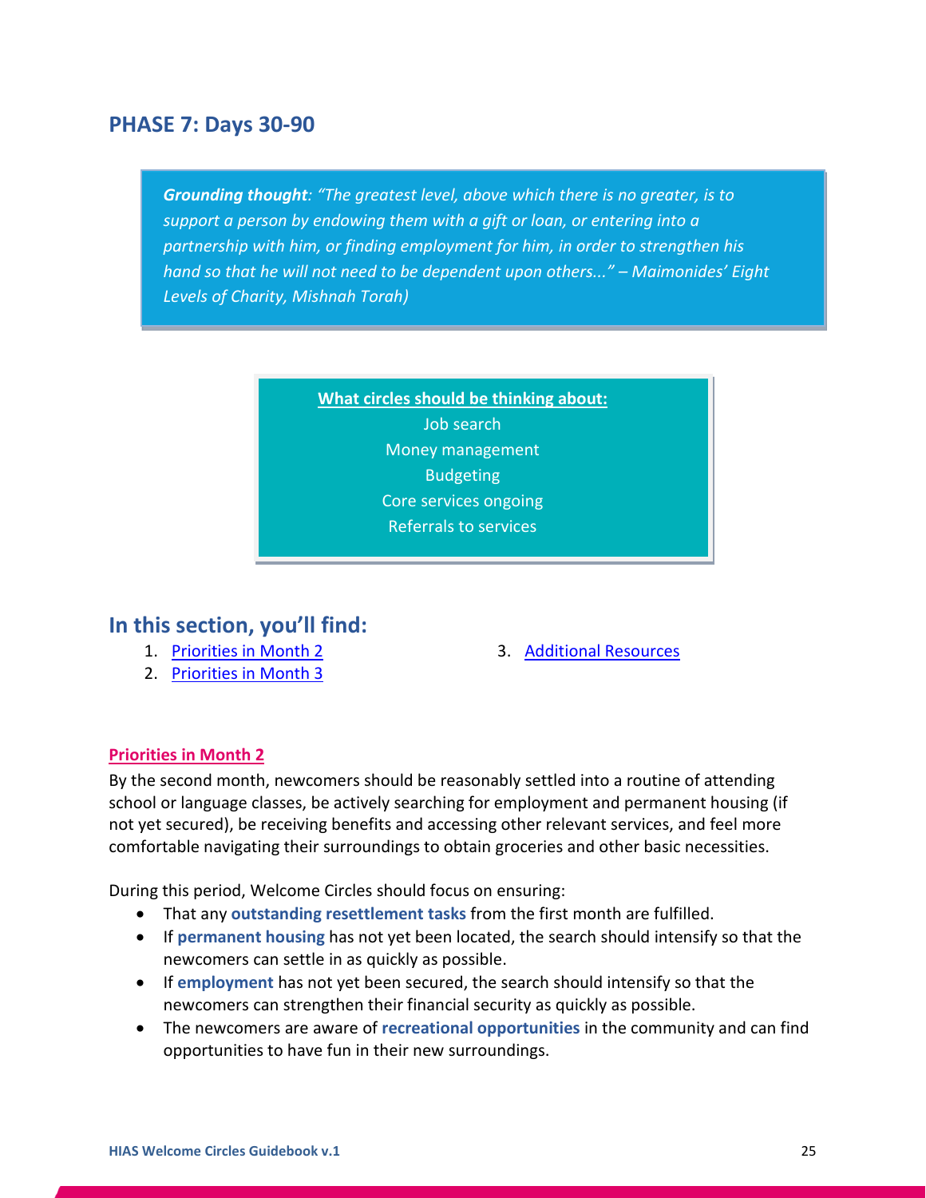## PHASE 7: Days 30-90

> ***Grounding thought**: "The greatest level, above which there is no greater, is to support a person by endowing them with a gift or loan, or entering into a partnership with him, or finding employment for him, in order to strengthen his hand so that he will not need to be dependent upon others..." – Maimonides' Eight Levels of Charity, Mishnah Torah)*

**What circles should be thinking about:**

Job search
Money management
Budgeting
Core services ongoing
Referrals to services

## In this section, you'll find:

1. Priorities in Month 2
2. Priorities in Month 3
3. Additional Resources

### Priorities in Month 2

By the second month, newcomers should be reasonably settled into a routine of attending school or language classes, be actively searching for employment and permanent housing (if not yet secured), be receiving benefits and accessing other relevant services, and feel more comfortable navigating their surroundings to obtain groceries and other basic necessities.

During this period, Welcome Circles should focus on ensuring:

- That any **outstanding resettlement tasks** from the first month are fulfilled.
- If **permanent housing** has not yet been located, the search should intensify so that the newcomers can settle in as quickly as possible.
- If **employment** has not yet been secured, the search should intensify so that the newcomers can strengthen their financial security as quickly as possible.
- The newcomers are aware of **recreational opportunities** in the community and can find opportunities to have fun in their new surroundings.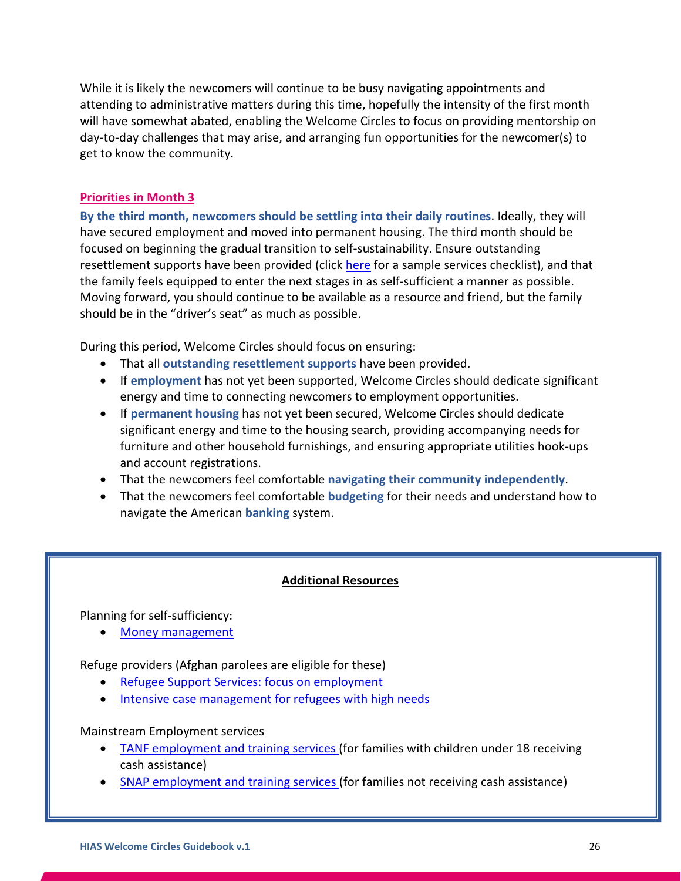While it is likely the newcomers will continue to be busy navigating appointments and attending to administrative matters during this time, hopefully the intensity of the first month will have somewhat abated, enabling the Welcome Circles to focus on providing mentorship on day-to-day challenges that may arise, and arranging fun opportunities for the newcomer(s) to get to know the community.

## Priorities in Month 3

**By the third month, newcomers should be settling into their daily routines**. Ideally, they will have secured employment and moved into permanent housing. The third month should be focused on beginning the gradual transition to self-sustainability. Ensure outstanding resettlement supports have been provided (click here for a sample services checklist), and that the family feels equipped to enter the next stages in as self-sufficient a manner as possible. Moving forward, you should continue to be available as a resource and friend, but the family should be in the "driver's seat" as much as possible.

During this period, Welcome Circles should focus on ensuring:

- That all **outstanding resettlement supports** have been provided.
- If **employment** has not yet been supported, Welcome Circles should dedicate significant energy and time to connecting newcomers to employment opportunities.
- If **permanent housing** has not yet been secured, Welcome Circles should dedicate significant energy and time to the housing search, providing accompanying needs for furniture and other household furnishings, and ensuring appropriate utilities hook-ups and account registrations.
- That the newcomers feel comfortable **navigating their community independently**.
- That the newcomers feel comfortable **budgeting** for their needs and understand how to navigate the American **banking** system.

**Additional Resources**

Planning for self-sufficiency:

- Money management

Refuge providers (Afghan parolees are eligible for these)

- Refugee Support Services: focus on employment
- Intensive case management for refugees with high needs

Mainstream Employment services

- TANF employment and training services (for families with children under 18 receiving cash assistance)
- SNAP employment and training services (for families not receiving cash assistance)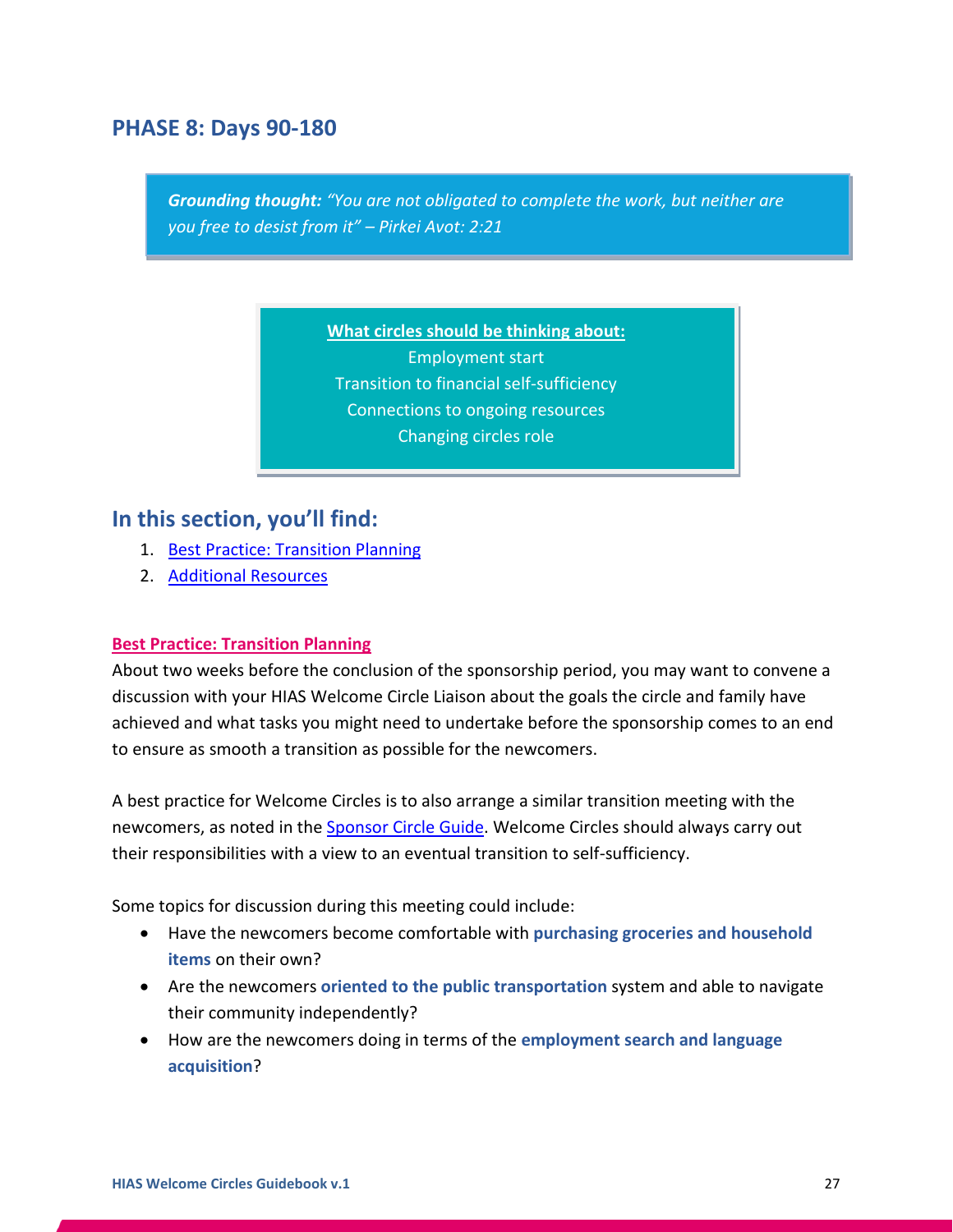## PHASE 8: Days 90-180

> ***Grounding thought:*** *"You are not obligated to complete the work, but neither are you free to desist from it" – Pirkei Avot: 2:21*

**What circles should be thinking about:**

Employment start

Transition to financial self-sufficiency

Connections to ongoing resources

Changing circles role

## In this section, you'll find:

1. Best Practice: Transition Planning
2. Additional Resources

**Best Practice: Transition Planning**

About two weeks before the conclusion of the sponsorship period, you may want to convene a discussion with your HIAS Welcome Circle Liaison about the goals the circle and family have achieved and what tasks you might need to undertake before the sponsorship comes to an end to ensure as smooth a transition as possible for the newcomers.

A best practice for Welcome Circles is to also arrange a similar transition meeting with the newcomers, as noted in the Sponsor Circle Guide. Welcome Circles should always carry out their responsibilities with a view to an eventual transition to self-sufficiency.

Some topics for discussion during this meeting could include:

- Have the newcomers become comfortable with **purchasing groceries and household items** on their own?
- Are the newcomers **oriented to the public transportation** system and able to navigate their community independently?
- How are the newcomers doing in terms of the **employment search and language acquisition**?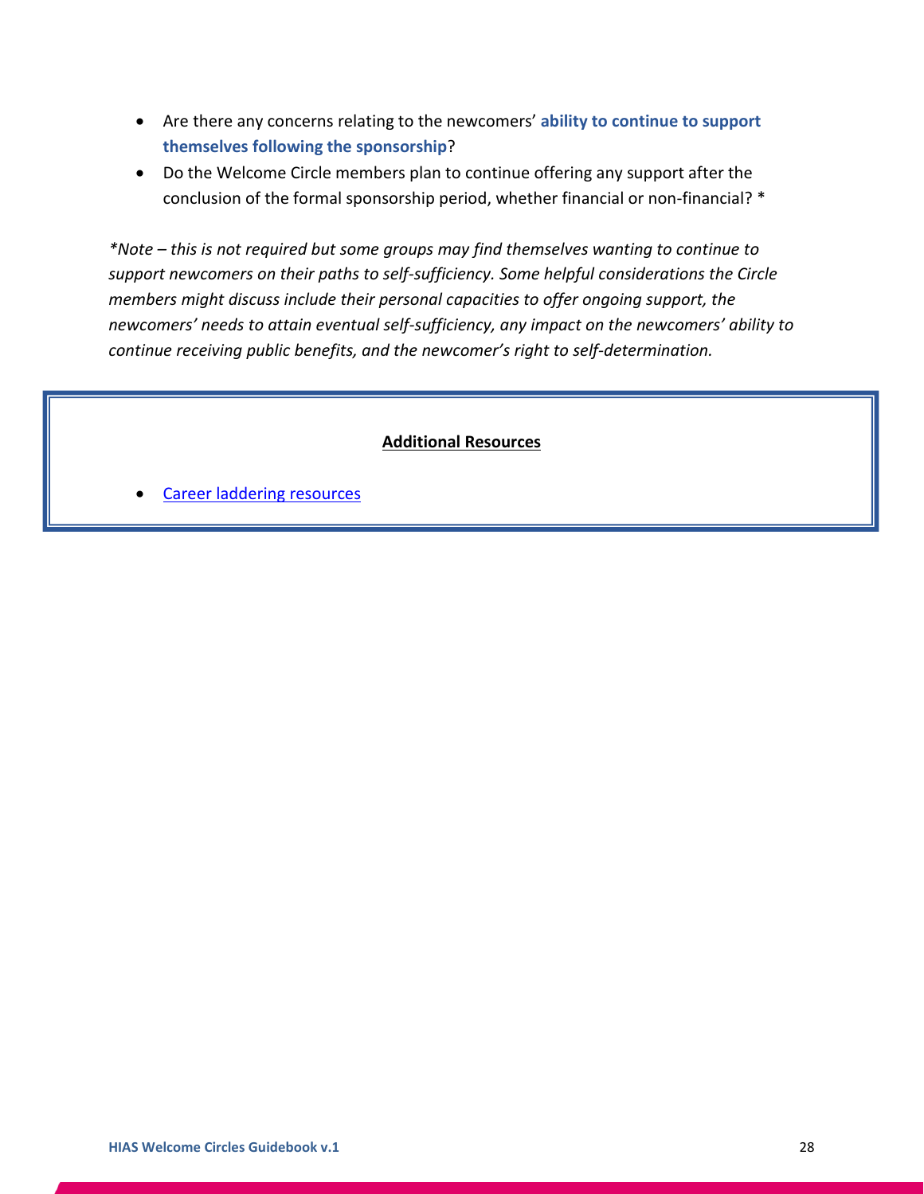- Are there any concerns relating to the newcomers' **ability to continue to support themselves following the sponsorship**?
- Do the Welcome Circle members plan to continue offering any support after the conclusion of the formal sponsorship period, whether financial or non-financial? *

*\*Note – this is not required but some groups may find themselves wanting to continue to support newcomers on their paths to self-sufficiency. Some helpful considerations the Circle members might discuss include their personal capacities to offer ongoing support, the newcomers' needs to attain eventual self-sufficiency, any impact on the newcomers' ability to continue receiving public benefits, and the newcomer's right to self-determination.*

**Additional Resources**

- Career laddering resources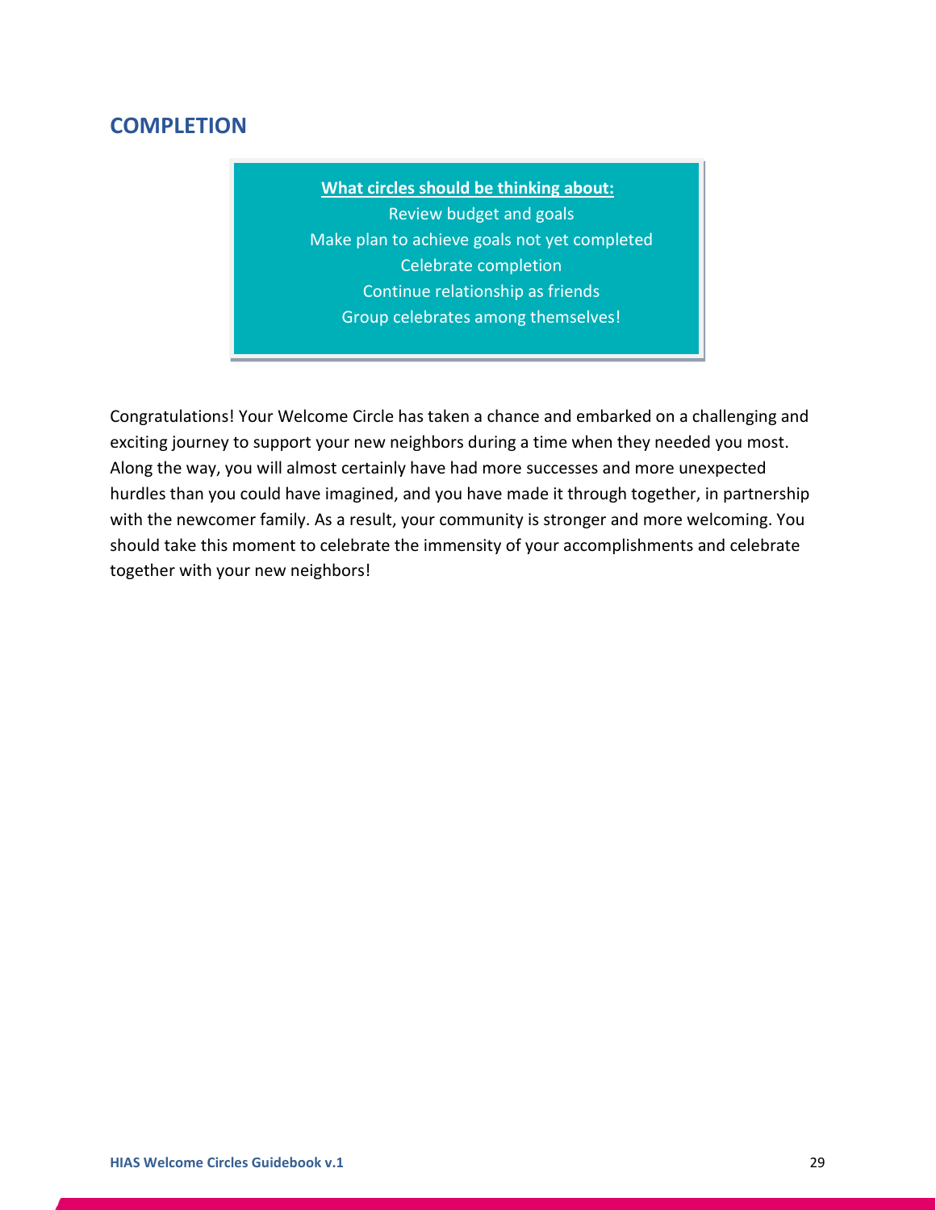## COMPLETION

**What circles should be thinking about:**

Review budget and goals
Make plan to achieve goals not yet completed
Celebrate completion
Continue relationship as friends
Group celebrates among themselves!

Congratulations! Your Welcome Circle has taken a chance and embarked on a challenging and exciting journey to support your new neighbors during a time when they needed you most. Along the way, you will almost certainly have had more successes and more unexpected hurdles than you could have imagined, and you have made it through together, in partnership with the newcomer family. As a result, your community is stronger and more welcoming. You should take this moment to celebrate the immensity of your accomplishments and celebrate together with your new neighbors!